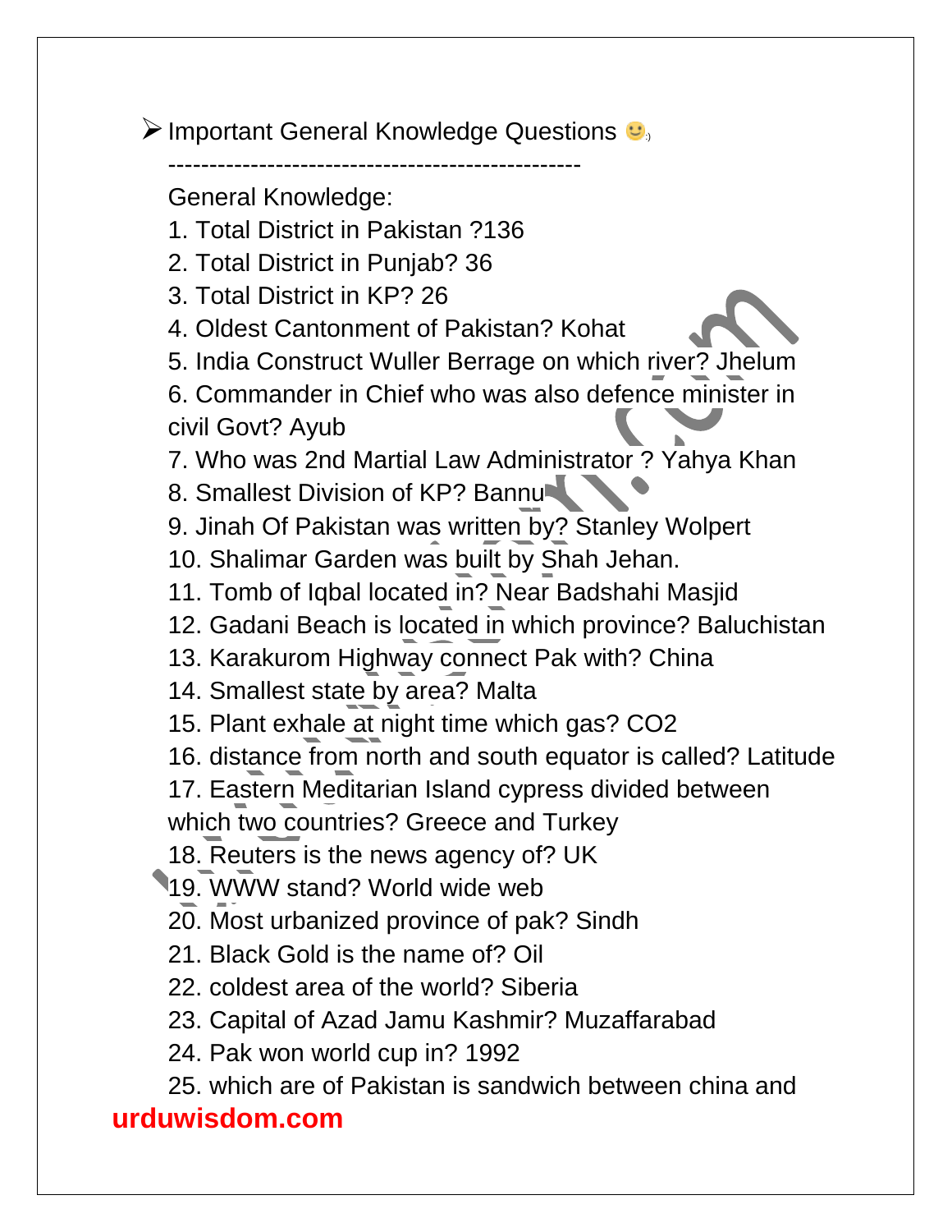- Important General Knowledge Questions 🙂:)

--------------------------------------------------

General Knowledge:

1. Total District in Pakistan ?136
2. Total District in Punjab? 36
3. Total District in KP? 26
4. Oldest Cantonment of Pakistan? Kohat
5. India Construct Wuller Berrage on which river? Jhelum
6. Commander in Chief who was also defence minister in civil Govt? Ayub
7. Who was 2nd Martial Law Administrator ? Yahya Khan
8. Smallest Division of KP? Bannu
9. Jinah Of Pakistan was written by? Stanley Wolpert
10. Shalimar Garden was built by Shah Jehan.
11. Tomb of Iqbal located in? Near Badshahi Masjid
12. Gadani Beach is located in which province? Baluchistan
13. Karakurom Highway connect Pak with? China
14. Smallest state by area? Malta
15. Plant exhale at night time which gas? $CO_2$
16. distance from north and south equator is called? Latitude
17. Eastern Meditarian Island cypress divided between which two countries? Greece and Turkey
18. Reuters is the news agency of? UK
19. WWW stand? World wide web
20. Most urbanized province of pak? Sindh
21. Black Gold is the name of? Oil
22. coldest area of the world? Siberia
23. Capital of Azad Jamu Kashmir? Muzaffarabad
24. Pak won world cup in? 1992
25. which are of Pakistan is sandwich between china and

urduwisdom.com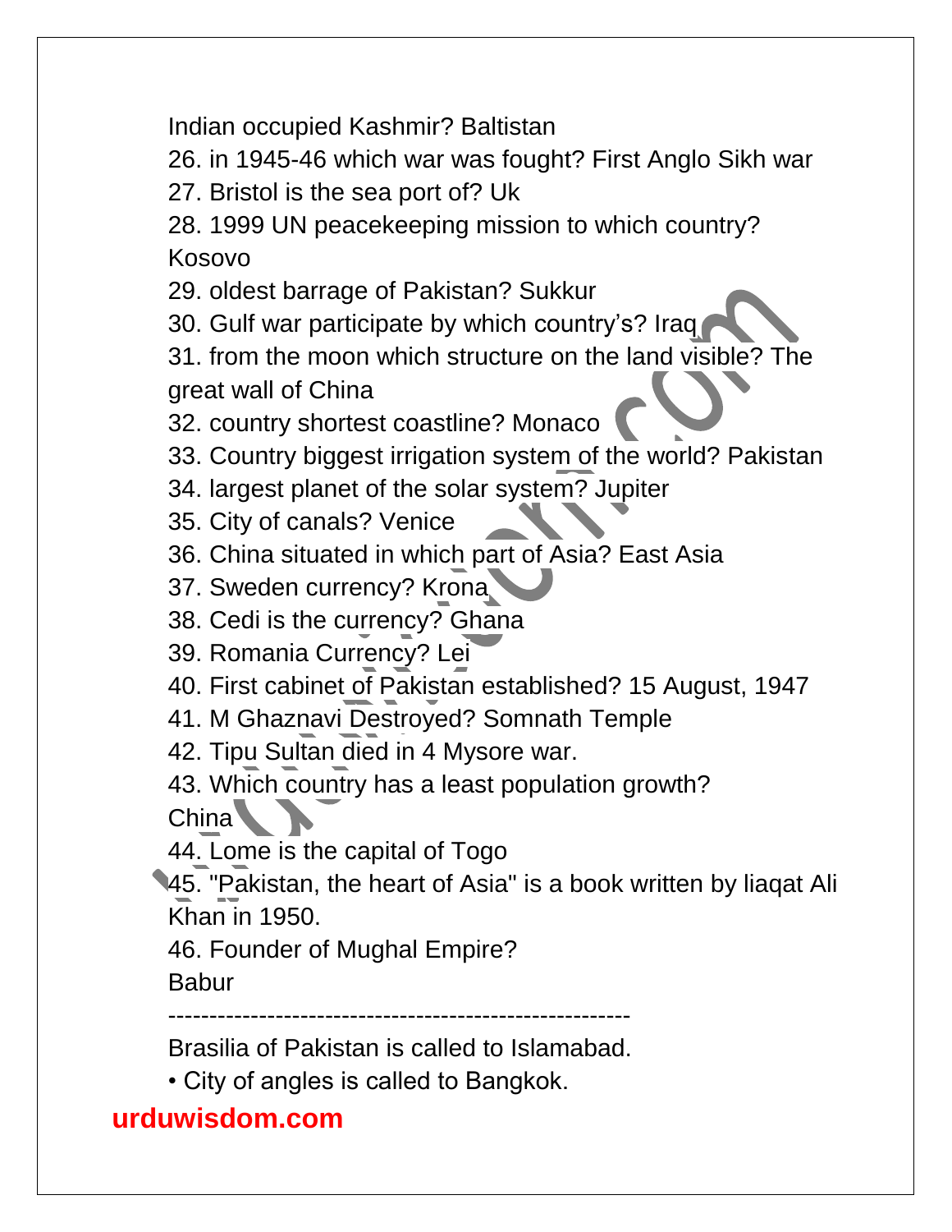Indian occupied Kashmir? Baltistan

26. in 1945-46 which war was fought? First Anglo Sikh war
27. Bristol is the sea port of? Uk
28. 1999 UN peacekeeping mission to which country? Kosovo
29. oldest barrage of Pakistan? Sukkur
30. Gulf war participate by which country's? Iraq
31. from the moon which structure on the land visible? The great wall of China
32. country shortest coastline? Monaco
33. Country biggest irrigation system of the world? Pakistan
34. largest planet of the solar system? Jupiter
35. City of canals? Venice
36. China situated in which part of Asia? East Asia
37. Sweden currency? Krona
38. Cedi is the currency? Ghana
39. Romania Currency? Lei
40. First cabinet of Pakistan established? 15 August, 1947
41. M Ghaznavi Destroyed? Somnath Temple
42. Tipu Sultan died in 4 Mysore war.
43. Which country has a least population growth? China
44. Lome is the capital of Togo
45. "Pakistan, the heart of Asia" is a book written by liaqat Ali Khan in 1950.
46. Founder of Mughal Empire? Babur

---------------------------------------------------------

Brasilia of Pakistan is called to Islamabad.

- City of angles is called to Bangkok.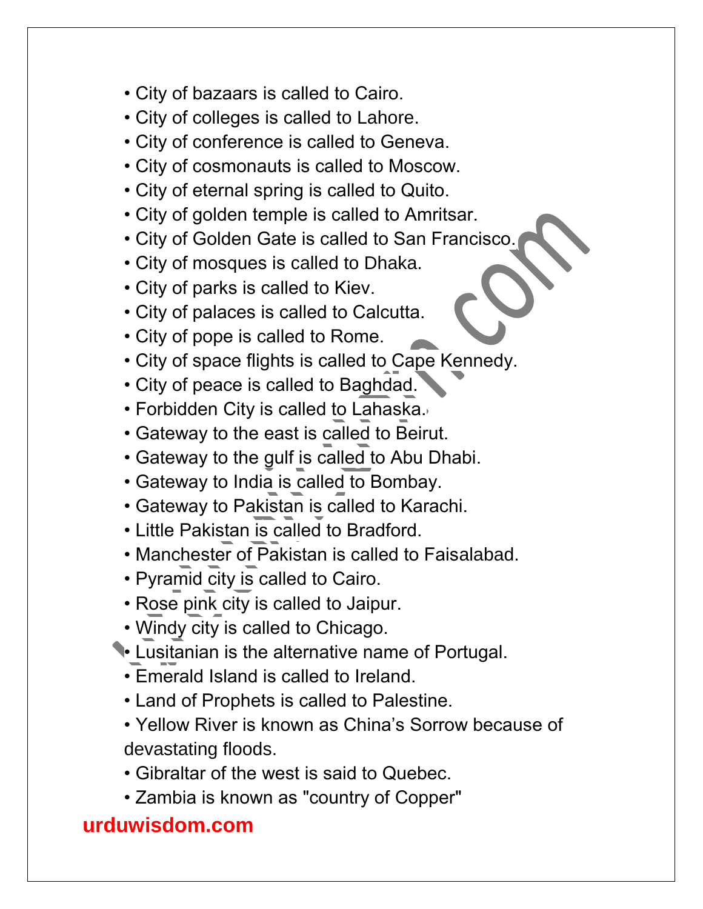- City of bazaars is called to Cairo.
- City of colleges is called to Lahore.
- City of conference is called to Geneva.
- City of cosmonauts is called to Moscow.
- City of eternal spring is called to Quito.
- City of golden temple is called to Amritsar.
- City of Golden Gate is called to San Francisco.
- City of mosques is called to Dhaka.
- City of parks is called to Kiev.
- City of palaces is called to Calcutta.
- City of pope is called to Rome.
- City of space flights is called to Cape Kennedy.
- City of peace is called to Baghdad.
- Forbidden City is called to Lahaska.
- Gateway to the east is called to Beirut.
- Gateway to the gulf is called to Abu Dhabi.
- Gateway to India is called to Bombay.
- Gateway to Pakistan is called to Karachi.
- Little Pakistan is called to Bradford.
- Manchester of Pakistan is called to Faisalabad.
- Pyramid city is called to Cairo.
- Rose pink city is called to Jaipur.
- Windy city is called to Chicago.
- Lusitanian is the alternative name of Portugal.
- Emerald Island is called to Ireland.
- Land of Prophets is called to Palestine.
- Yellow River is known as China's Sorrow because of devastating floods.
- Gibraltar of the west is said to Quebec.
- Zambia is known as "country of Copper"

urduwisdom.com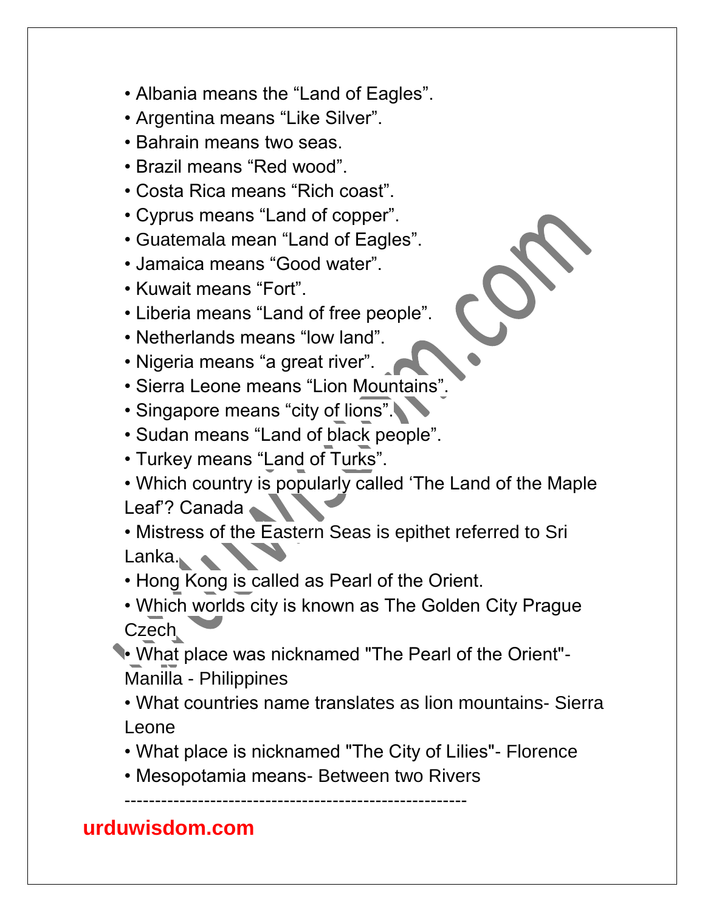- Albania means the “Land of Eagles”.
- Argentina means “Like Silver”.
- Bahrain means two seas.
- Brazil means “Red wood”.
- Costa Rica means “Rich coast”.
- Cyprus means “Land of copper”.
- Guatemala mean “Land of Eagles”.
- Jamaica means “Good water”.
- Kuwait means “Fort”.
- Liberia means “Land of free people”.
- Netherlands means “low land”.
- Nigeria means “a great river”.
- Sierra Leone means “Lion Mountains”.
- Singapore means “city of lions”.
- Sudan means “Land of black people”.
- Turkey means “Land of Turks”.
- Which country is popularly called ‘The Land of the Maple Leaf’? Canada
- Mistress of the Eastern Seas is epithet referred to Sri Lanka.
- Hong Kong is called as Pearl of the Orient.
- Which worlds city is known as The Golden City Prague Czech
- What place was nicknamed "The Pearl of the Orient"- Manilla - Philippines
- What countries name translates as lion mountains- Sierra Leone
- What place is nicknamed "The City of Lilies"- Florence
- Mesopotamia means- Between two Rivers

------------------------------------------------------

**urduwisdom.com**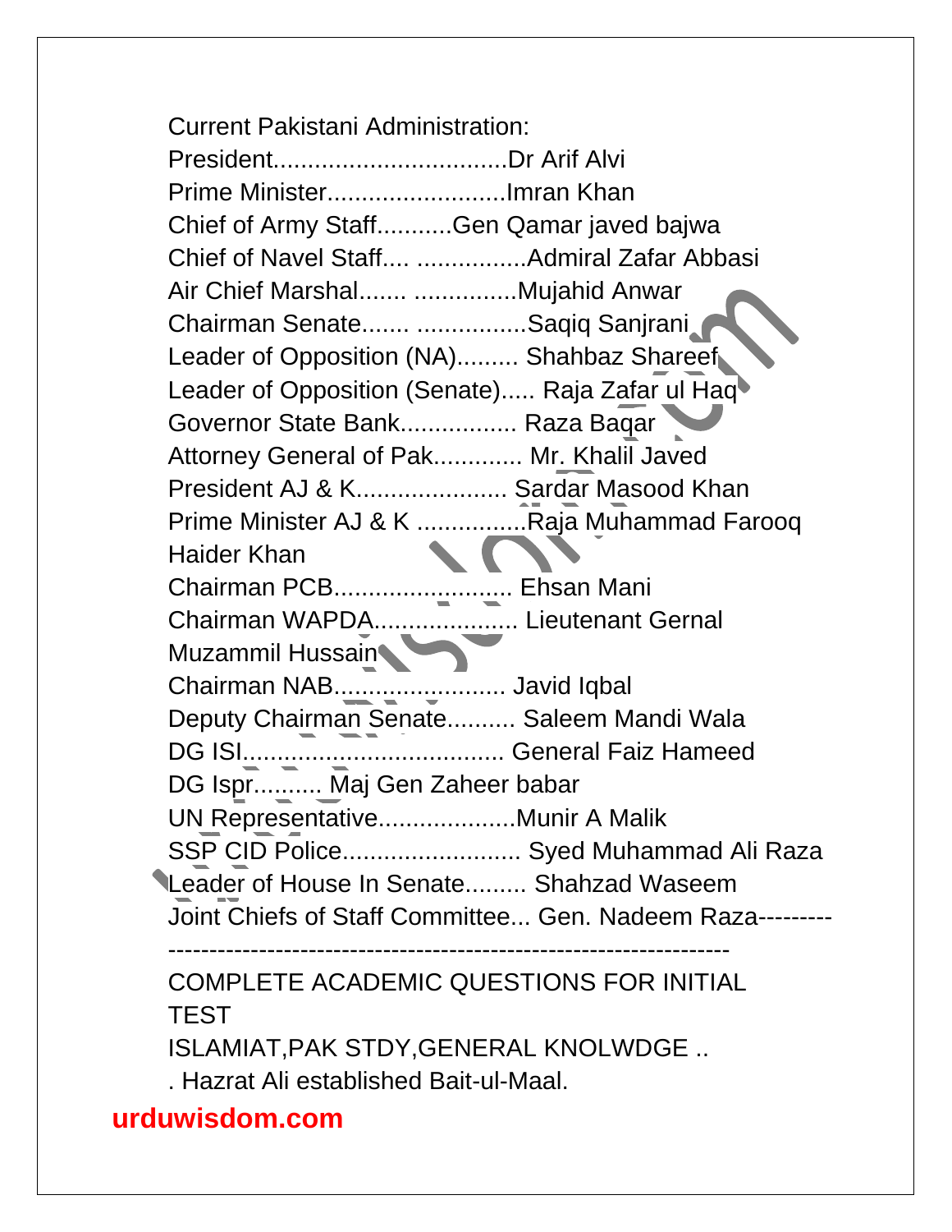Current Pakistani Administration:

President..................................Dr Arif Alvi
Prime Minister..........................Imran Khan
Chief of Army Staff...........Gen Qamar javed bajwa
Chief of Navel Staff.... ................Admiral Zafar Abbasi
Air Chief Marshal....... ...............Mujahid Anwar
Chairman Senate....... ................Saqiq Sanjrani
Leader of Opposition (NA)......... Shahbaz Shareef
Leader of Opposition (Senate)..... Raja Zafar ul Haq
Governor State Bank................. Raza Baqar
Attorney General of Pak............. Mr. Khalil Javed
President AJ & K...................... Sardar Masood Khan
Prime Minister AJ & K ................Raja Muhammad Farooq Haider Khan
Chairman PCB.......................... Ehsan Mani
Chairman WAPDA..................... Lieutenant Gernal Muzammil Hussain
Chairman NAB......................... Javid Iqbal
Deputy Chairman Senate.......... Saleem Mandi Wala
DG ISI...................................... General Faiz Hameed
DG Ispr.......... Maj Gen Zaheer babar
UN Representative....................Munir A Malik
SSP CID Police.......................... Syed Muhammad Ali Raza
Leader of House In Senate......... Shahzad Waseem
Joint Chiefs of Staff Committee... Gen. Nadeem Raza-------------------------------------------------------------------------------

COMPLETE ACADEMIC QUESTIONS FOR INITIAL TEST

ISLAMIAT,PAK STDY,GENERAL KNOLWDGE ..

. Hazrat Ali established Bait-ul-Maal.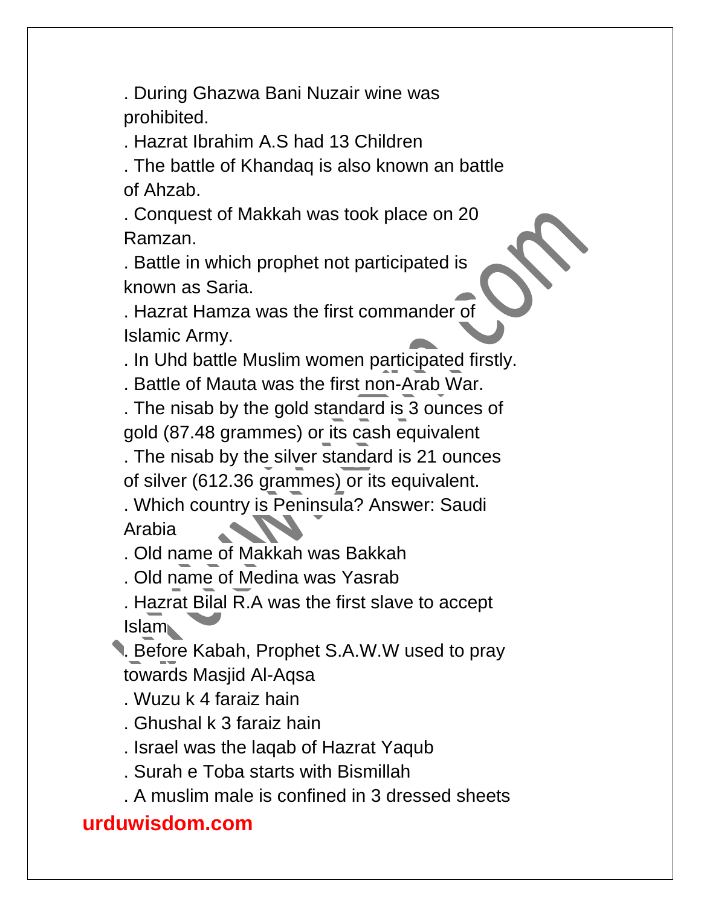. During Ghazwa Bani Nuzair wine was prohibited.

. Hazrat Ibrahim A.S had 13 Children

. The battle of Khandaq is also known an battle of Ahzab.

. Conquest of Makkah was took place on 20 Ramzan.

. Battle in which prophet not participated is known as Saria.

. Hazrat Hamza was the first commander of Islamic Army.

. In Uhd battle Muslim women participated firstly.

. Battle of Mauta was the first non-Arab War.

. The nisab by the gold standard is 3 ounces of gold (87.48 grammes) or its cash equivalent

. The nisab by the silver standard is 21 ounces of silver (612.36 grammes) or its equivalent.

. Which country is Peninsula? Answer: Saudi Arabia

. Old name of Makkah was Bakkah

. Old name of Medina was Yasrab

. Hazrat Bilal R.A was the first slave to accept Islam

. Before Kabah, Prophet S.A.W.W used to pray towards Masjid Al-Aqsa

. Wuzu k 4 faraiz hain

. Ghushal k 3 faraiz hain

. Israel was the laqab of Hazrat Yaqub

. Surah e Toba starts with Bismillah

. A muslim male is confined in 3 dressed sheets

**urduwisdom.com**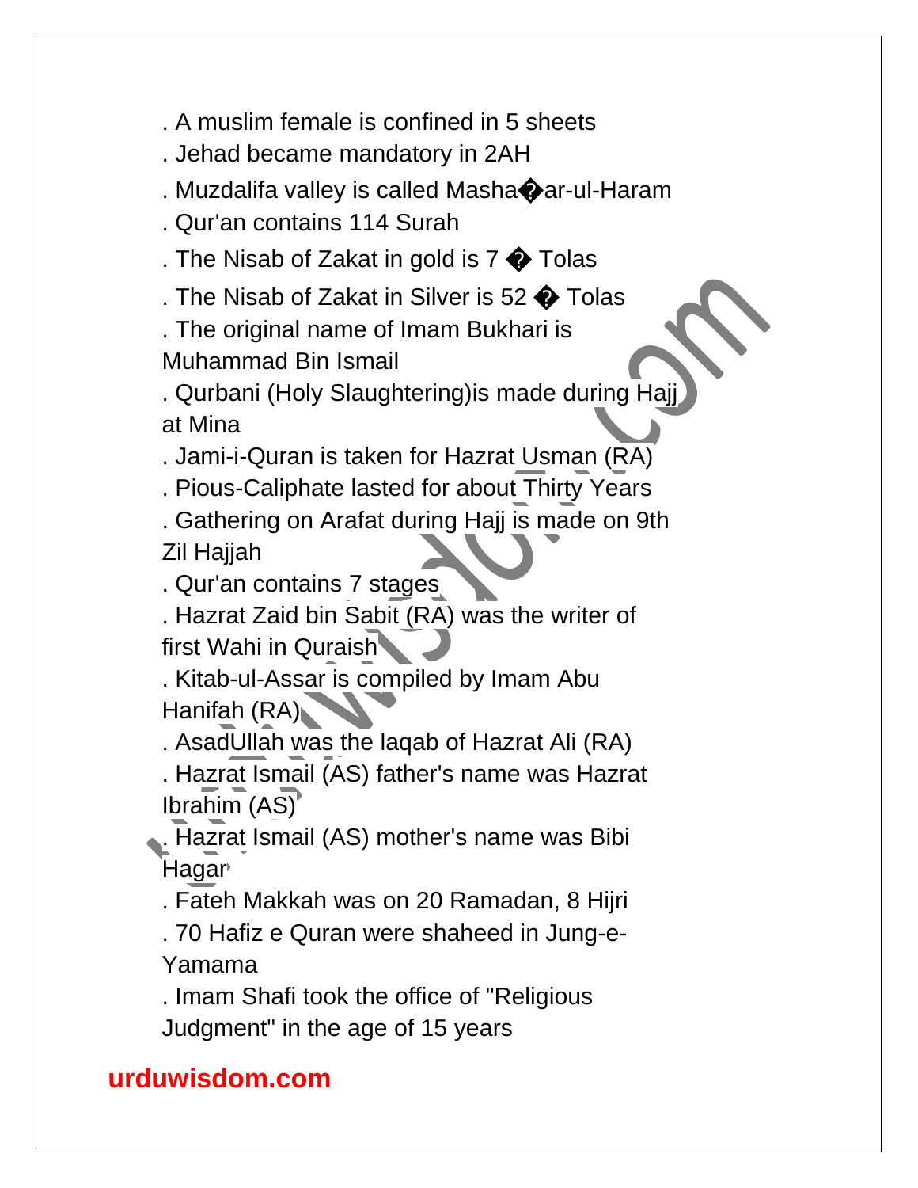. A muslim female is confined in 5 sheets

. Jehad became mandatory in 2AH

. Muzdalifa valley is called Masha�ar-ul-Haram

. Qur'an contains 114 Surah

. The Nisab of Zakat in gold is 7 � Tolas

. The Nisab of Zakat in Silver is 52 � Tolas

. The original name of Imam Bukhari is Muhammad Bin Ismail

. Qurbani (Holy Slaughtering)is made during Hajj at Mina

. Jami-i-Quran is taken for Hazrat Usman (RA)

. Pious-Caliphate lasted for about Thirty Years

. Gathering on Arafat during Hajj is made on 9th Zil Hajjah

. Qur'an contains 7 stages

. Hazrat Zaid bin Sabit (RA) was the writer of first Wahi in Quraish

. Kitab-ul-Assar is compiled by Imam Abu Hanifah (RA)

. AsadUllah was the laqab of Hazrat Ali (RA)

. Hazrat Ismail (AS) father's name was Hazrat Ibrahim (AS)

. Hazrat Ismail (AS) mother's name was Bibi Hagar

. Fateh Makkah was on 20 Ramadan, 8 Hijri

. 70 Hafiz e Quran were shaheed in Jung-e-Yamama

. Imam Shafi took the office of "Religious Judgment" in the age of 15 years

**urduwisdom.com**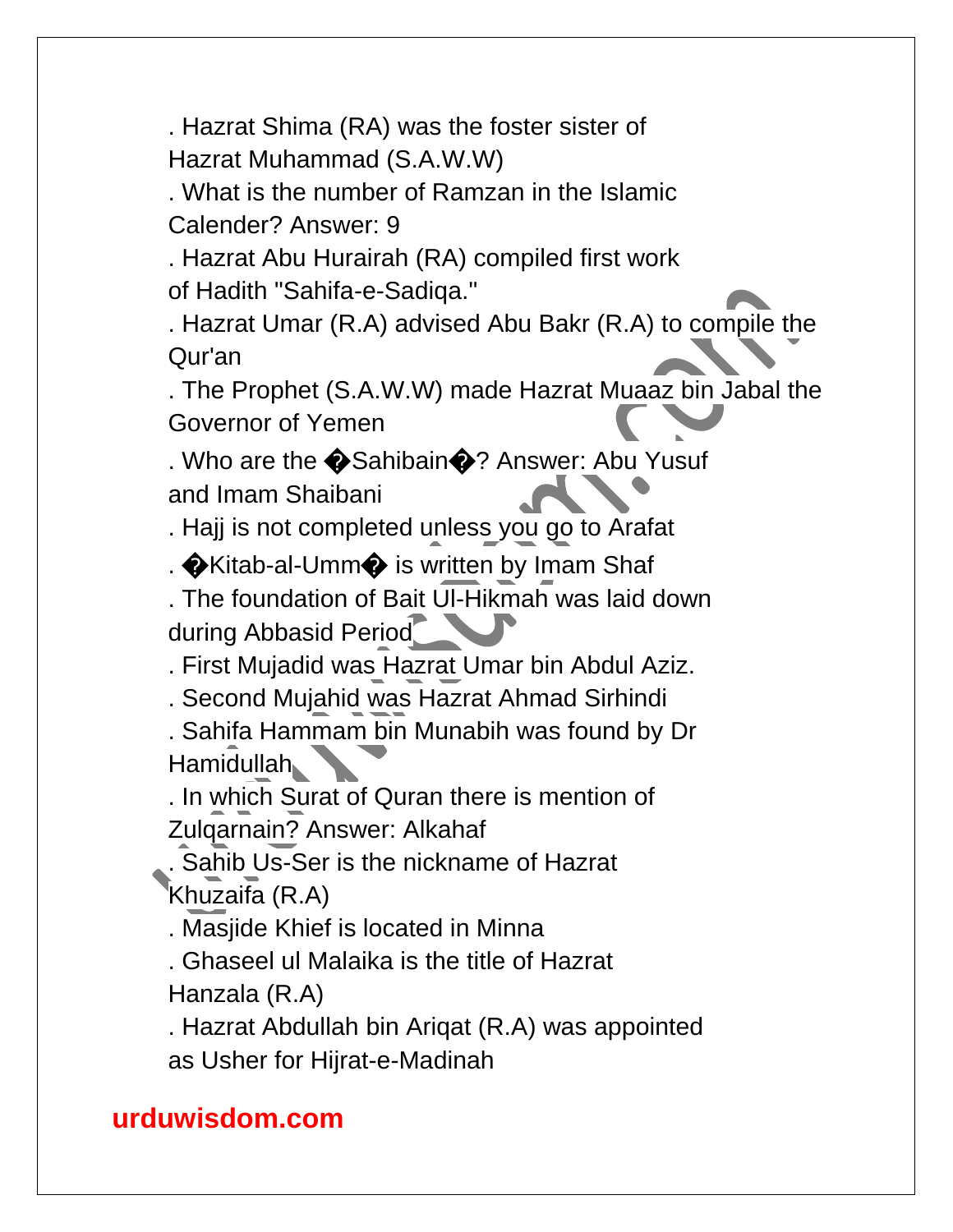. Hazrat Shima (RA) was the foster sister of Hazrat Muhammad (S.A.W.W)

. What is the number of Ramzan in the Islamic Calender? Answer: 9

. Hazrat Abu Hurairah (RA) compiled first work of Hadith "Sahifa-e-Sadiqa."

. Hazrat Umar (R.A) advised Abu Bakr (R.A) to compile the Qur'an

. The Prophet (S.A.W.W) made Hazrat Muaaz bin Jabal the Governor of Yemen

. Who are the �Sahibain�? Answer: Abu Yusuf and Imam Shaibani

. Hajj is not completed unless you go to Arafat

. �Kitab-al-Umm� is written by Imam Shaf

. The foundation of Bait Ul-Hikmah was laid down during Abbasid Period

. First Mujadid was Hazrat Umar bin Abdul Aziz.

. Second Mujahid was Hazrat Ahmad Sirhindi

. Sahifa Hammam bin Munabih was found by Dr Hamidullah

. In which Surat of Quran there is mention of Zulqarnain? Answer: Alkahaf

. Sahib Us-Ser is the nickname of Hazrat Khuzaifa (R.A)

. Masjide Khief is located in Minna

. Ghaseel ul Malaika is the title of Hazrat Hanzala (R.A)

. Hazrat Abdullah bin Ariqat (R.A) was appointed as Usher for Hijrat-e-Madinah

**urduwisdom.com**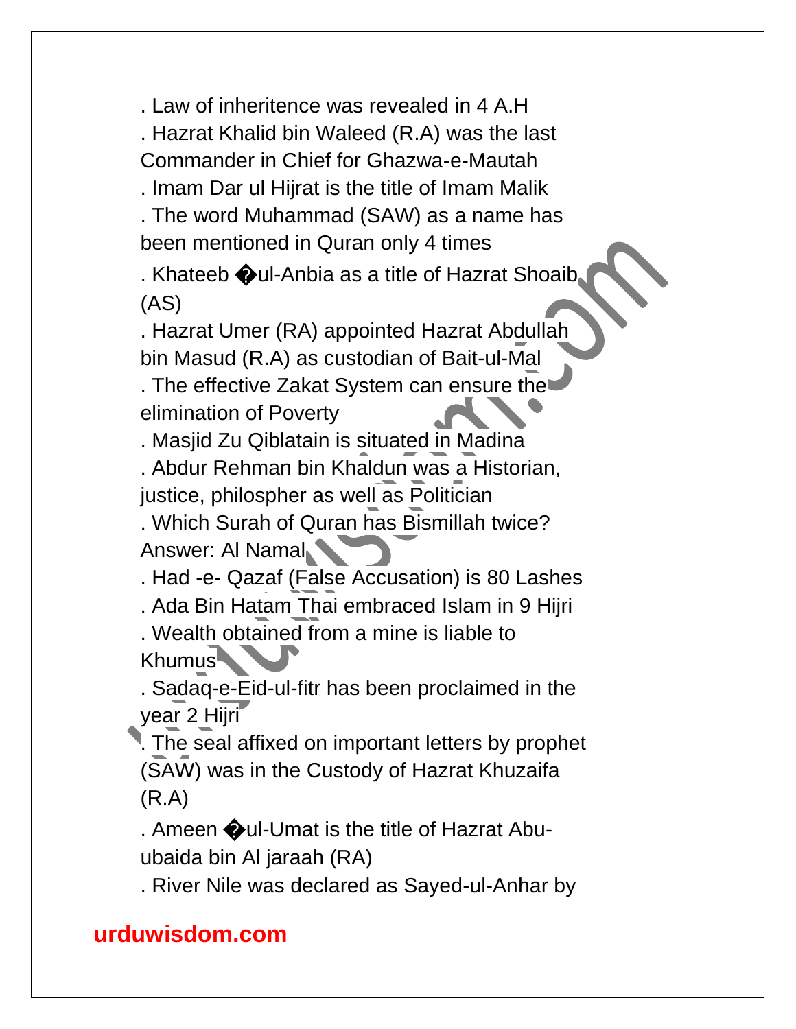. Law of inheritence was revealed in 4 A.H

. Hazrat Khalid bin Waleed (R.A) was the last Commander in Chief for Ghazwa-e-Mautah

. Imam Dar ul Hijrat is the title of Imam Malik

. The word Muhammad (SAW) as a name has been mentioned in Quran only 4 times

. Khateeb �ul-Anbia as a title of Hazrat Shoaib (AS)

. Hazrat Umer (RA) appointed Hazrat Abdullah bin Masud (R.A) as custodian of Bait-ul-Mal

. The effective Zakat System can ensure the elimination of Poverty

. Masjid Zu Qiblatain is situated in Madina

. Abdur Rehman bin Khaldun was a Historian, justice, philospher as well as Politician

. Which Surah of Quran has Bismillah twice? Answer: Al Namal

. Had -e- Qazaf (False Accusation) is 80 Lashes

. Ada Bin Hatam Thai embraced Islam in 9 Hijri

. Wealth obtained from a mine is liable to Khumus

. Sadaq-e-Eid-ul-fitr has been proclaimed in the year 2 Hijri

. The seal affixed on important letters by prophet (SAW) was in the Custody of Hazrat Khuzaifa (R.A)

. Ameen �ul-Umat is the title of Hazrat Abu-ubaida bin Al jaraah (RA)

. River Nile was declared as Sayed-ul-Anhar by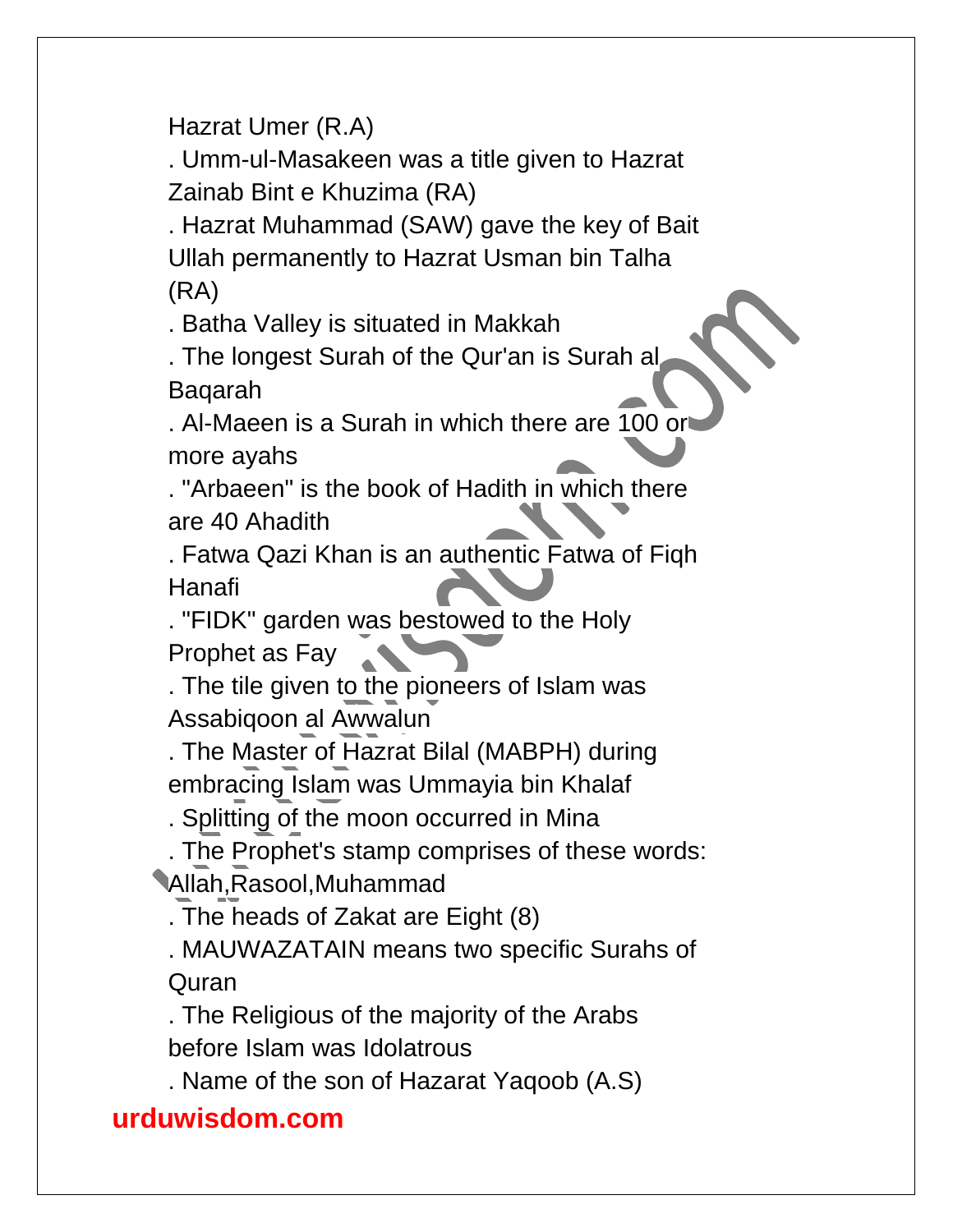Hazrat Umer (R.A)

. Umm-ul-Masakeen was a title given to Hazrat Zainab Bint e Khuzima (RA)

. Hazrat Muhammad (SAW) gave the key of Bait Ullah permanently to Hazrat Usman bin Talha (RA)

. Batha Valley is situated in Makkah

. The longest Surah of the Qur'an is Surah al Baqarah

. Al-Maeen is a Surah in which there are 100 or more ayahs

. "Arbaeen" is the book of Hadith in which there are 40 Ahadith

. Fatwa Qazi Khan is an authentic Fatwa of Fiqh Hanafi

. "FIDK" garden was bestowed to the Holy Prophet as Fay

. The tile given to the pioneers of Islam was Assabiqoon al Awwalun

. The Master of Hazrat Bilal (MABPH) during embracing Islam was Ummayia bin Khalaf

. Splitting of the moon occurred in Mina

. The Prophet's stamp comprises of these words: Allah,Rasool,Muhammad

. The heads of Zakat are Eight (8)

. MAUWAZATAIN means two specific Surahs of Quran

. The Religious of the majority of the Arabs before Islam was Idolatrous

. Name of the son of Hazarat Yaqoob (A.S)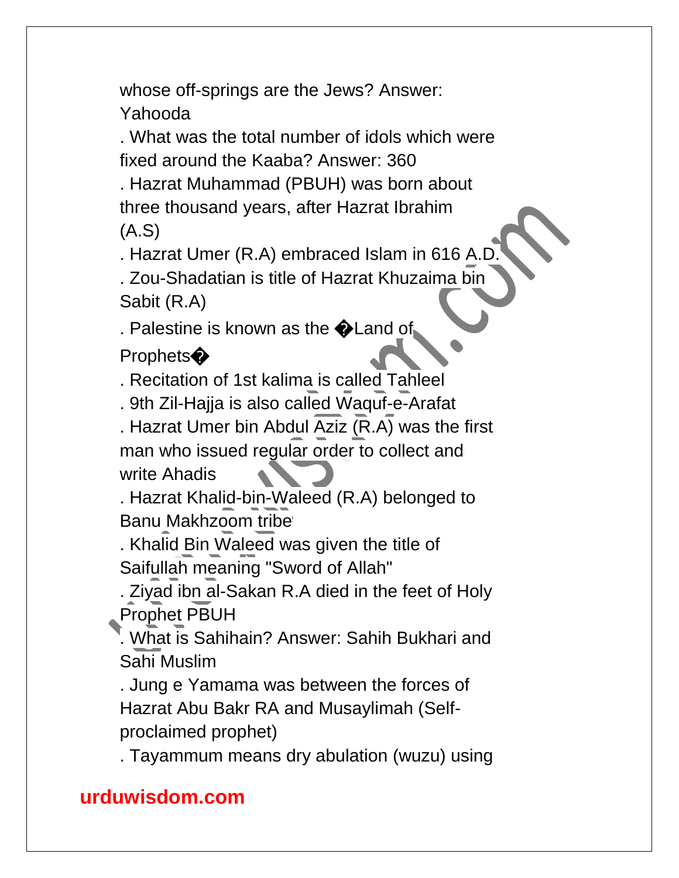whose off-springs are the Jews? Answer: Yahooda

. What was the total number of idols which were fixed around the Kaaba? Answer: 360

. Hazrat Muhammad (PBUH) was born about three thousand years, after Hazrat Ibrahim (A.S)

. Hazrat Umer (R.A) embraced Islam in 616 A.D.

. Zou-Shadatian is title of Hazrat Khuzaima bin Sabit (R.A)

. Palestine is known as the �Land of Prophets�

. Recitation of 1st kalima is called Tahleel

. 9th Zil-Hajja is also called Waquf-e-Arafat

. Hazrat Umer bin Abdul Aziz (R.A) was the first man who issued regular order to collect and write Ahadis

. Hazrat Khalid-bin-Waleed (R.A) belonged to Banu Makhzoom tribe

. Khalid Bin Waleed was given the title of Saifullah meaning "Sword of Allah"

. Ziyad ibn al-Sakan R.A died in the feet of Holy Prophet PBUH

. What is Sahihain? Answer: Sahih Bukhari and Sahi Muslim

. Jung e Yamama was between the forces of Hazrat Abu Bakr RA and Musaylimah (Self-proclaimed prophet)

. Tayammum means dry abulation (wuzu) using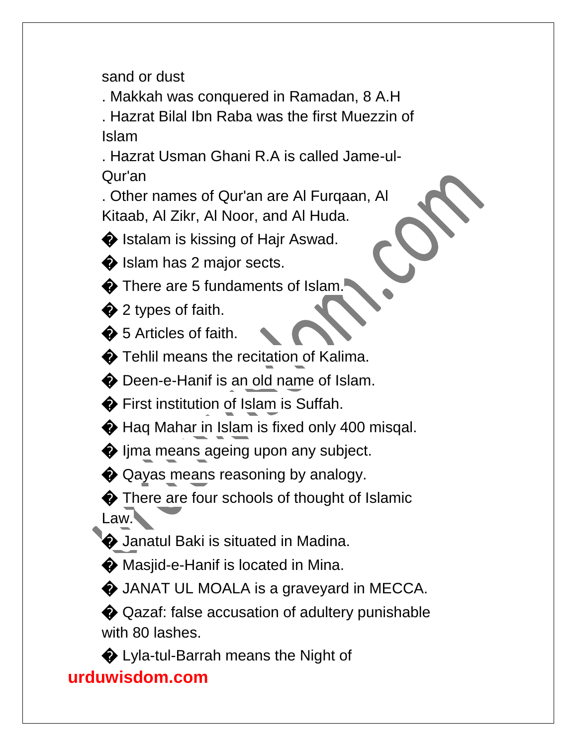sand or dust

. Makkah was conquered in Ramadan, 8 A.H

. Hazrat Bilal Ibn Raba was the first Muezzin of Islam

. Hazrat Usman Ghani R.A is called Jame-ul-Qur'an

. Other names of Qur'an are Al Furqaan, Al Kitaab, Al Zikr, Al Noor, and Al Huda.

- Istalam is kissing of Hajr Aswad.
- Islam has 2 major sects.
- There are 5 fundaments of Islam.
- 2 types of faith.
- 5 Articles of faith.
- Tehlil means the recitation of Kalima.
- Deen-e-Hanif is an old name of Islam.
- First institution of Islam is Suffah.
- Haq Mahar in Islam is fixed only 400 misqal.
- Ijma means ageing upon any subject.
- Qayas means reasoning by analogy.
- There are four schools of thought of Islamic Law.
- Janatul Baki is situated in Madina.
- Masjid-e-Hanif is located in Mina.
- JANAT UL MOALA is a graveyard in MECCA.
- Qazaf: false accusation of adultery punishable with 80 lashes.
- Lyla-tul-Barrah means the Night of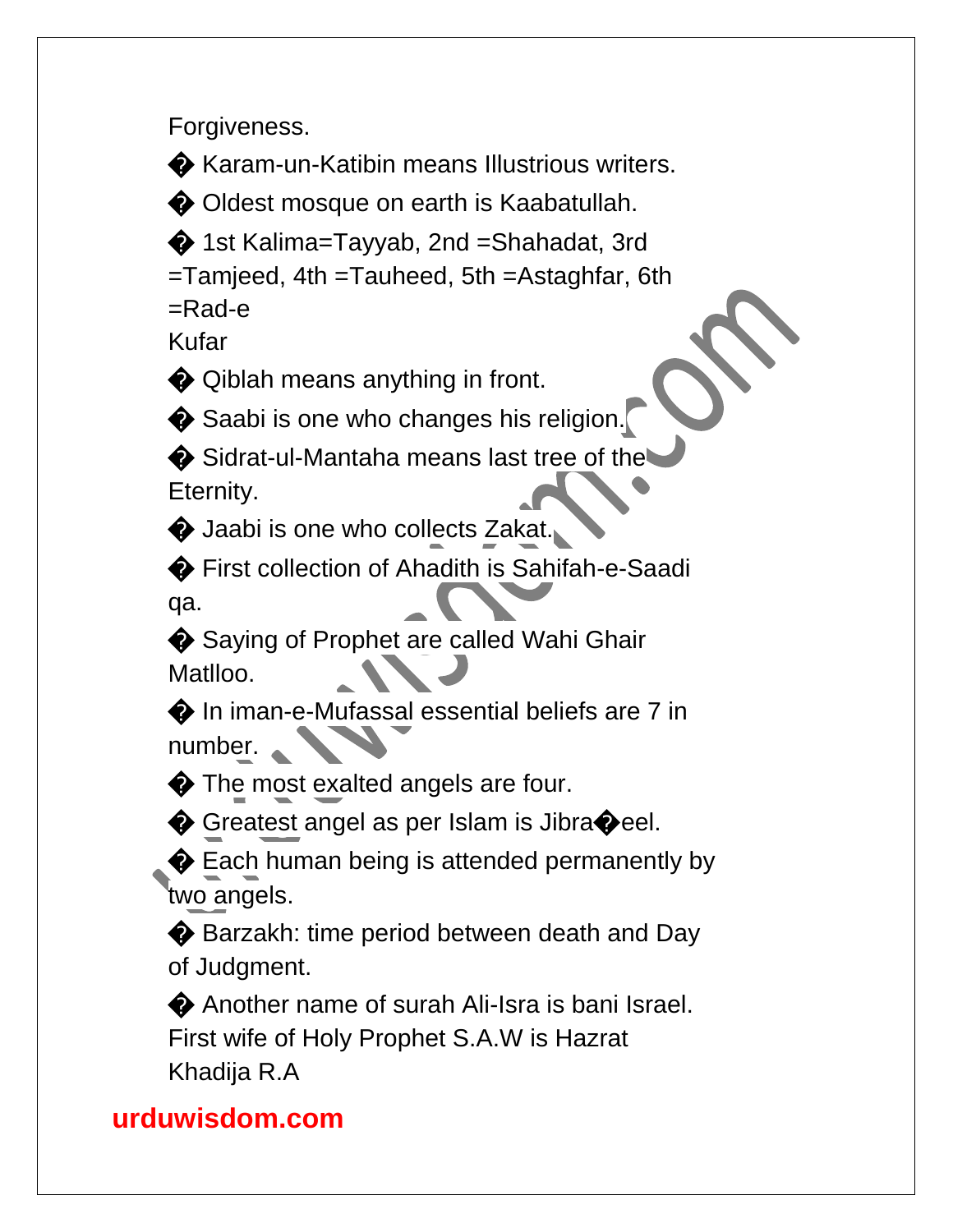Forgiveness.

- Karam-un-Katibin means Illustrious writers.
- Oldest mosque on earth is Kaabatullah.
- 1st Kalima=Tayyab, 2nd =Shahadat, 3rd =Tamjeed, 4th =Tauheed, 5th =Astaghfar, 6th =Rad-e Kufar
- Qiblah means anything in front.
- Saabi is one who changes his religion.
- Sidrat-ul-Mantaha means last tree of the Eternity.
- Jaabi is one who collects Zakat.
- First collection of Ahadith is Sahifah-e-Saadi qa.
- Saying of Prophet are called Wahi Ghair Matlloo.
- In iman-e-Mufassal essential beliefs are 7 in number.
- The most exalted angels are four.
- Greatest angel as per Islam is Jibra�eel.
- Each human being is attended permanently by two angels.
- Barzakh: time period between death and Day of Judgment.
- Another name of surah Ali-Isra is bani Israel. First wife of Holy Prophet S.A.W is Hazrat Khadija R.A

urduwisdom.com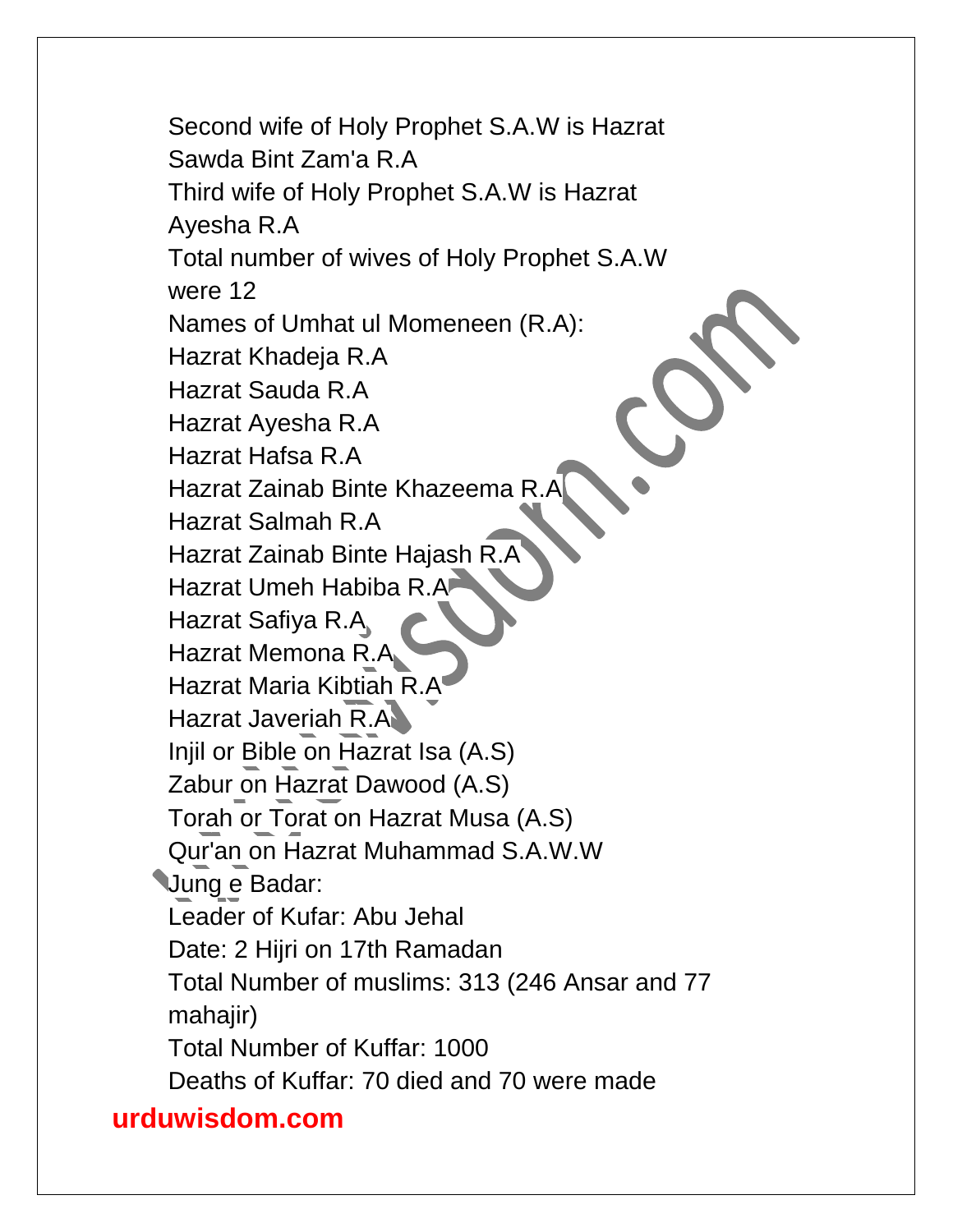Second wife of Holy Prophet S.A.W is Hazrat Sawda Bint Zam'a R.A

Third wife of Holy Prophet S.A.W is Hazrat Ayesha R.A

Total number of wives of Holy Prophet S.A.W were 12

Names of Umhat ul Momeneen (R.A):

Hazrat Khadeja R.A

Hazrat Sauda R.A

Hazrat Ayesha R.A

Hazrat Hafsa R.A

Hazrat Zainab Binte Khazeema R.A

Hazrat Salmah R.A

Hazrat Zainab Binte Hajash R.A

Hazrat Umeh Habiba R.A

Hazrat Safiya R.A

Hazrat Memona R.A

Hazrat Maria Kibtiah R.A

Hazrat Javeriah R.A

Injil or Bible on Hazrat Isa (A.S)

Zabur on Hazrat Dawood (A.S)

Torah or Torat on Hazrat Musa (A.S)

Qur'an on Hazrat Muhammad S.A.W.W

Jung e Badar:

Leader of Kufar: Abu Jehal

Date: 2 Hijri on 17th Ramadan

Total Number of muslims: 313 (246 Ansar and 77 mahajir)

Total Number of Kuffar: 1000

Deaths of Kuffar: 70 died and 70 were made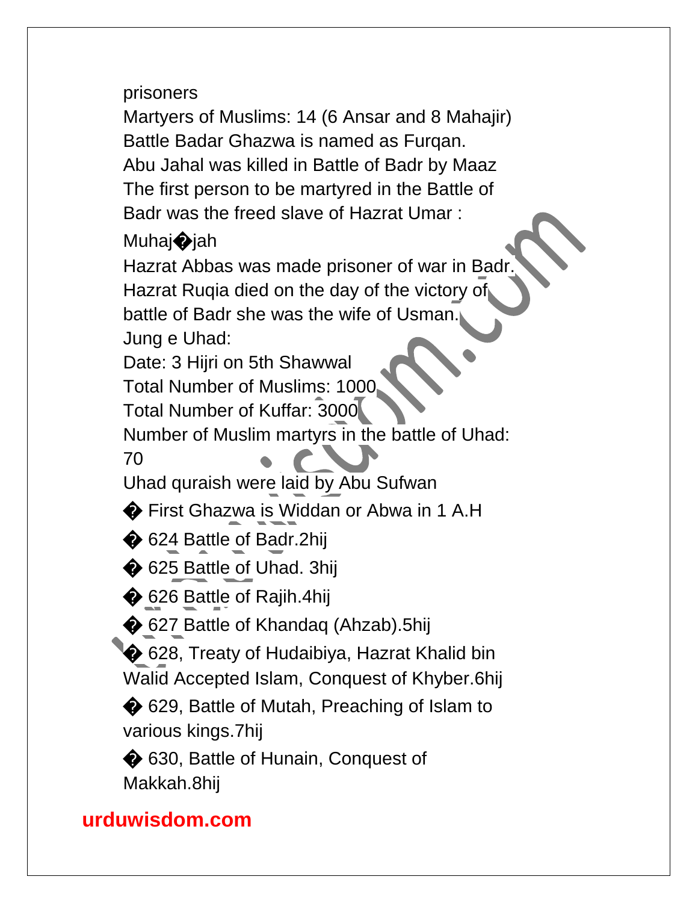prisoners

Martyers of Muslims: 14 (6 Ansar and 8 Mahajir)

Battle Badar Ghazwa is named as Furqan.

Abu Jahal was killed in Battle of Badr by Maaz

The first person to be martyred in the Battle of Badr was the freed slave of Hazrat Umar : Muhaj�jah

Hazrat Abbas was made prisoner of war in Badr.

Hazrat Ruqia died on the day of the victory of battle of Badr she was the wife of Usman.

Jung e Uhad:

Date: 3 Hijri on 5th Shawwal

Total Number of Muslims: 1000

Total Number of Kuffar: 3000

Number of Muslim martyrs in the battle of Uhad: 70

Uhad quraish were laid by Abu Sufwan

� First Ghazwa is Widdan or Abwa in 1 A.H

� 624 Battle of Badr.2hij

� 625 Battle of Uhad. 3hij

� 626 Battle of Rajih.4hij

� 627 Battle of Khandaq (Ahzab).5hij

� 628, Treaty of Hudaibiya, Hazrat Khalid bin Walid Accepted Islam, Conquest of Khyber.6hij

� 629, Battle of Mutah, Preaching of Islam to various kings.7hij

� 630, Battle of Hunain, Conquest of Makkah.8hij

**urduwisdom.com**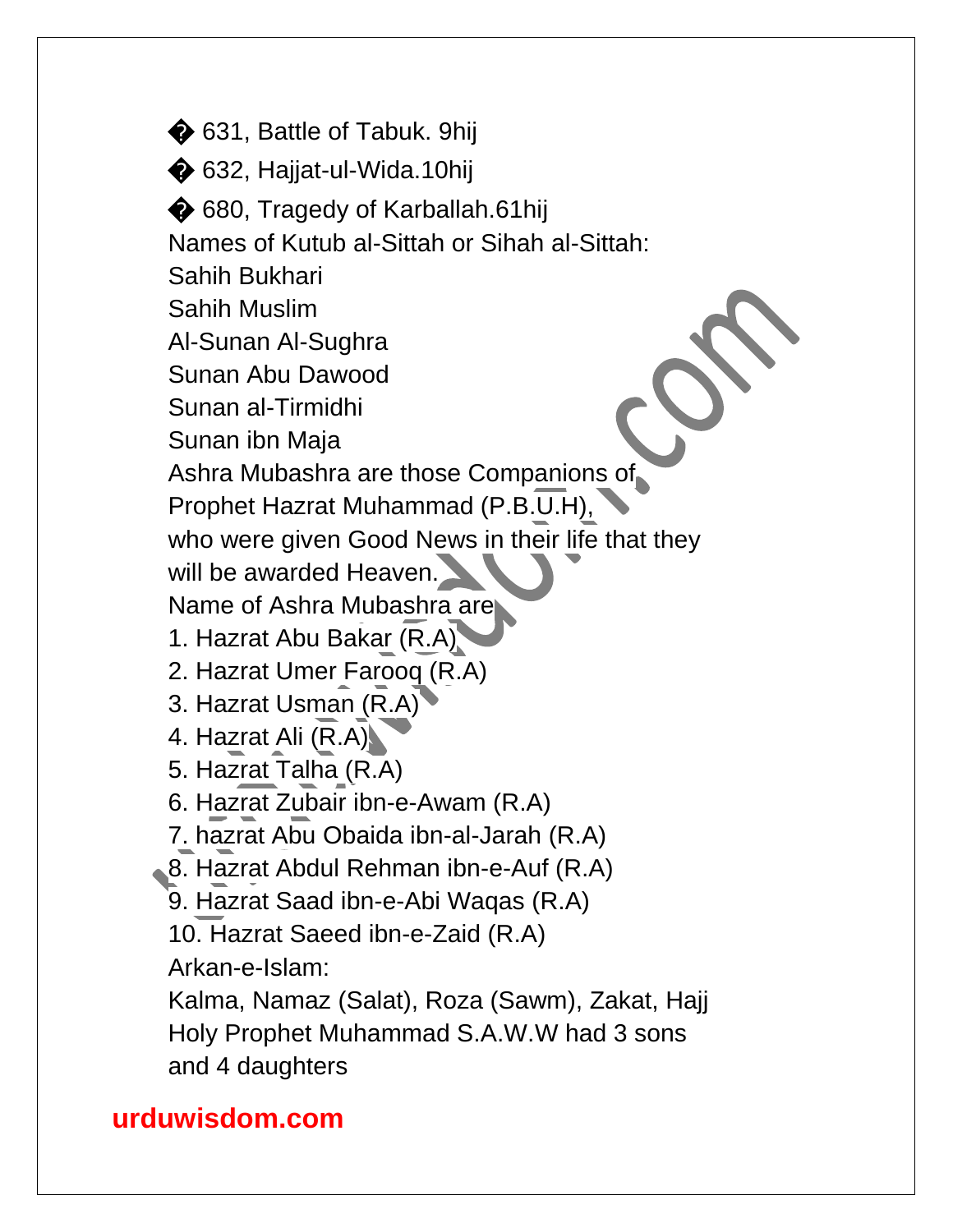- 631, Battle of Tabuk. 9hij
- 632, Hajjat-ul-Wida.10hij
- 680, Tragedy of Karballah.61hij

Names of Kutub al-Sittah or Sihah al-Sittah:

Sahih Bukhari
Sahih Muslim
Al-Sunan Al-Sughra
Sunan Abu Dawood
Sunan al-Tirmidhi
Sunan ibn Maja

Ashra Mubashra are those Companions of Prophet Hazrat Muhammad (P.B.U.H), who were given Good News in their life that they will be awarded Heaven.

Name of Ashra Mubashra are

1. Hazrat Abu Bakar (R.A)
2. Hazrat Umer Farooq (R.A)
3. Hazrat Usman (R.A)
4. Hazrat Ali (R.A)
5. Hazrat Talha (R.A)
6. Hazrat Zubair ibn-e-Awam (R.A)
7. hazrat Abu Obaida ibn-al-Jarah (R.A)
8. Hazrat Abdul Rehman ibn-e-Auf (R.A)
9. Hazrat Saad ibn-e-Abi Waqas (R.A)
10. Hazrat Saeed ibn-e-Zaid (R.A)

Arkan-e-Islam:

Kalma, Namaz (Salat), Roza (Sawm), Zakat, Hajj

Holy Prophet Muhammad S.A.W.W had 3 sons and 4 daughters

**urduwisdom.com**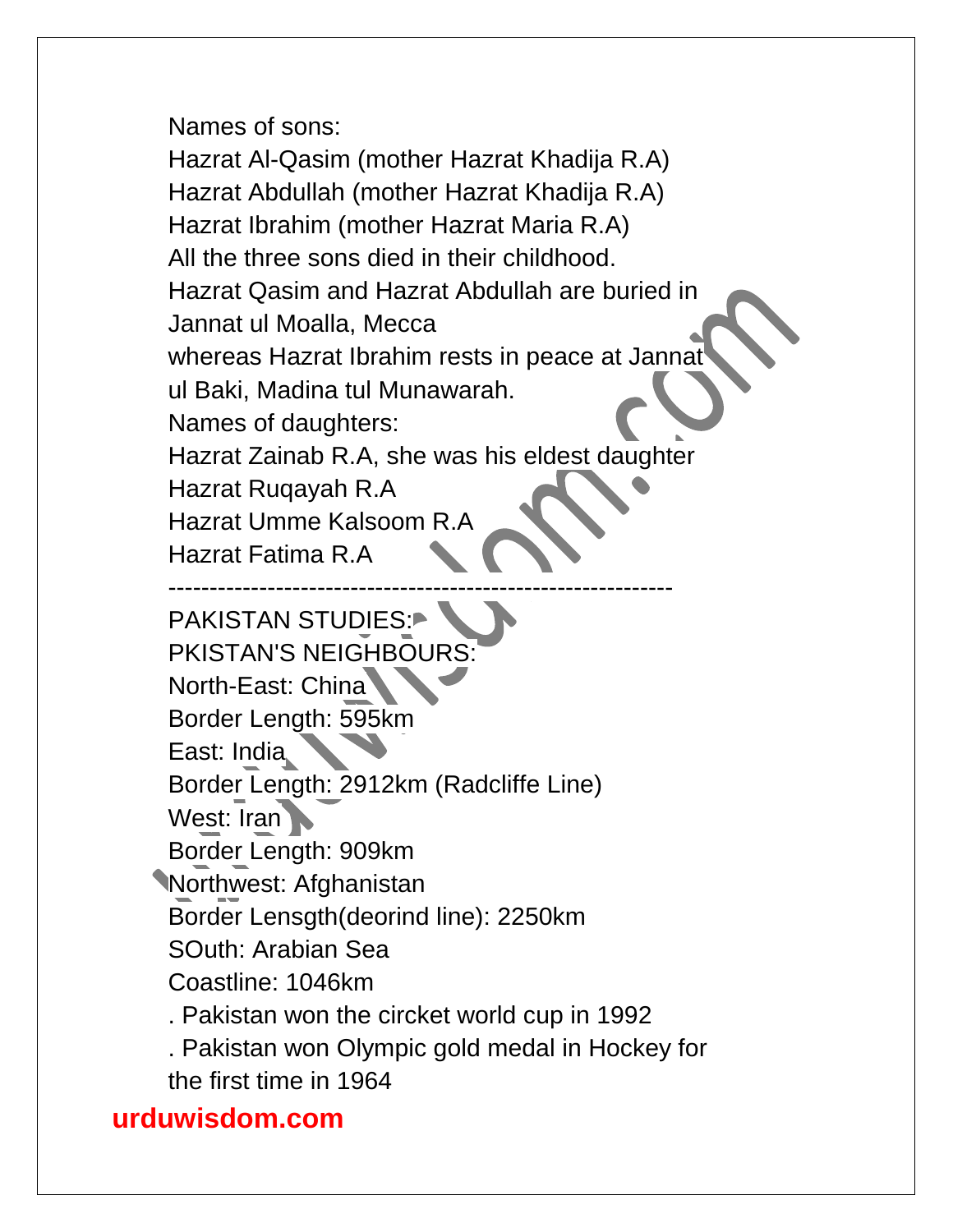Names of sons:

Hazrat Al-Qasim (mother Hazrat Khadija R.A)
Hazrat Abdullah (mother Hazrat Khadija R.A)
Hazrat Ibrahim (mother Hazrat Maria R.A)
All the three sons died in their childhood.
Hazrat Qasim and Hazrat Abdullah are buried in Jannat ul Moalla, Mecca
whereas Hazrat Ibrahim rests in peace at Jannat ul Baki, Madina tul Munawarah.

Names of daughters:

Hazrat Zainab R.A, she was his eldest daughter
Hazrat Ruqayah R.A
Hazrat Umme Kalsoom R.A
Hazrat Fatima R.A

---

PAKISTAN STUDIES:

PKISTAN'S NEIGHBOURS:

North-East: China
Border Length: 595km
East: India
Border Length: 2912km (Radcliffe Line)
West: Iran
Border Length: 909km
Northwest: Afghanistan
Border Lensgth(deorind line): 2250km
SOuth: Arabian Sea
Coastline: 1046km

. Pakistan won the circket world cup in 1992

. Pakistan won Olympic gold medal in Hockey for the first time in 1964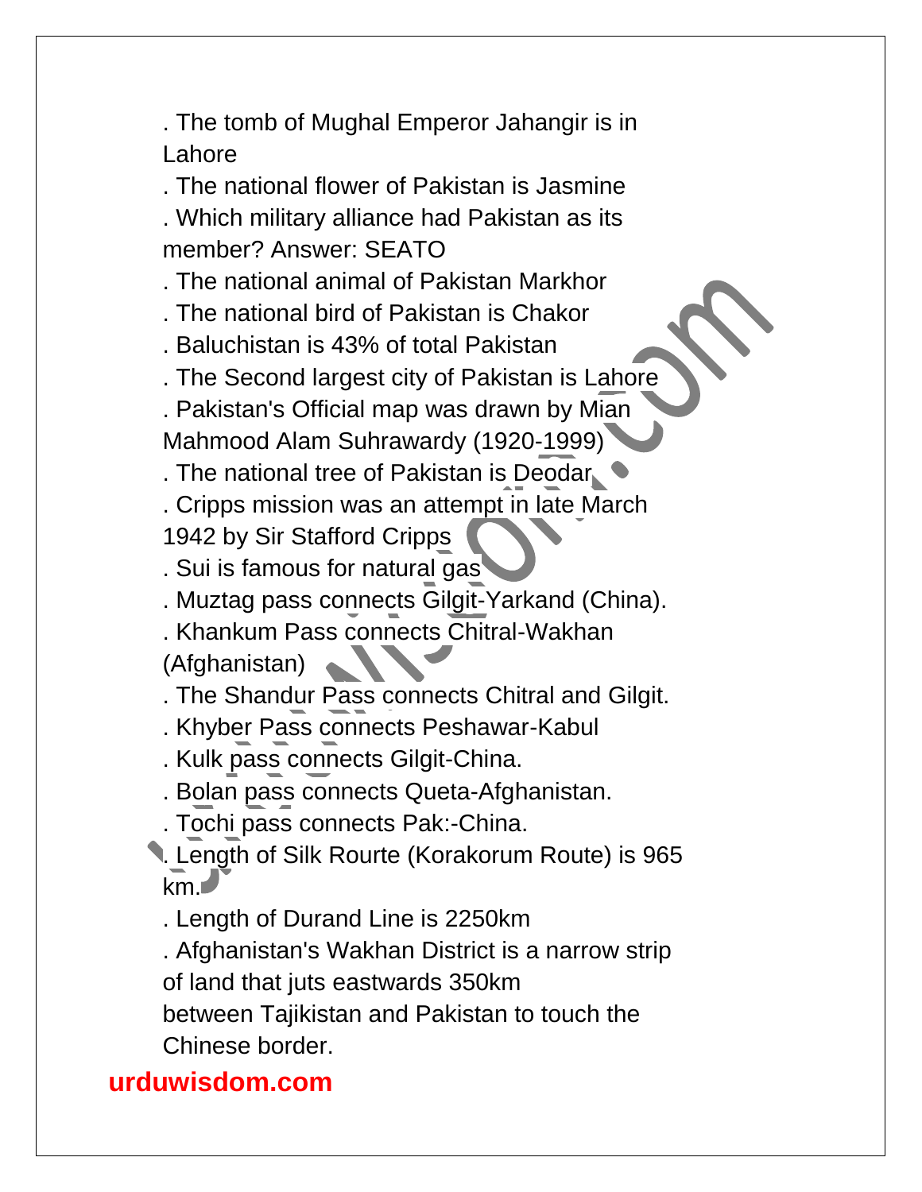. The tomb of Mughal Emperor Jahangir is in Lahore

. The national flower of Pakistan is Jasmine

. Which military alliance had Pakistan as its member? Answer: SEATO

. The national animal of Pakistan Markhor

. The national bird of Pakistan is Chakor

. Baluchistan is 43% of total Pakistan

. The Second largest city of Pakistan is Lahore

. Pakistan's Official map was drawn by Mian Mahmood Alam Suhrawardy (1920-1999)

. The national tree of Pakistan is Deodar

. Cripps mission was an attempt in late March 1942 by Sir Stafford Cripps

. Sui is famous for natural gas

. Muztag pass connects Gilgit-Yarkand (China).

. Khankum Pass connects Chitral-Wakhan (Afghanistan)

. The Shandur Pass connects Chitral and Gilgit.

. Khyber Pass connects Peshawar-Kabul

. Kulk pass connects Gilgit-China.

. Bolan pass connects Queta-Afghanistan.

. Tochi pass connects Pak:-China.

. Length of Silk Rourte (Korakorum Route) is 965 km.

. Length of Durand Line is 2250km

. Afghanistan's Wakhan District is a narrow strip of land that juts eastwards 350km between Tajikistan and Pakistan to touch the Chinese border.

**urduwisdom.com**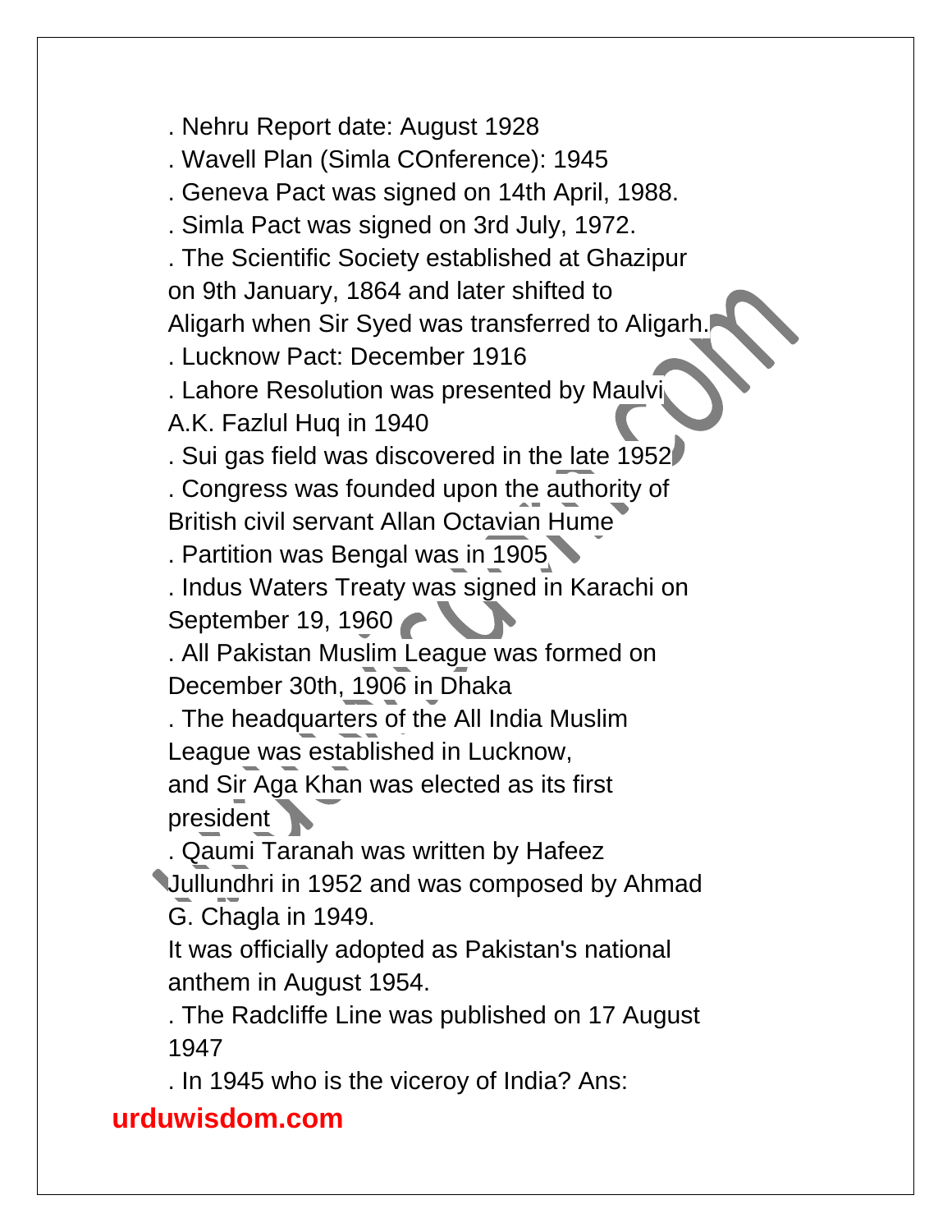. Nehru Report date: August 1928

. Wavell Plan (Simla COnference): 1945

. Geneva Pact was signed on 14th April, 1988.

. Simla Pact was signed on 3rd July, 1972.

. The Scientific Society established at Ghazipur on 9th January, 1864 and later shifted to Aligarh when Sir Syed was transferred to Aligarh.

. Lucknow Pact: December 1916

. Lahore Resolution was presented by Maulvi A.K. Fazlul Huq in 1940

. Sui gas field was discovered in the late 1952

. Congress was founded upon the authority of British civil servant Allan Octavian Hume

. Partition was Bengal was in 1905

. Indus Waters Treaty was signed in Karachi on September 19, 1960

. All Pakistan Muslim League was formed on December 30th, 1906 in Dhaka

. The headquarters of the All India Muslim League was established in Lucknow, and Sir Aga Khan was elected as its first president

. Qaumi Taranah was written by Hafeez Jullundhri in 1952 and was composed by Ahmad G. Chagla in 1949.
It was officially adopted as Pakistan's national anthem in August 1954.

. The Radcliffe Line was published on 17 August 1947

. In 1945 who is the viceroy of India? Ans: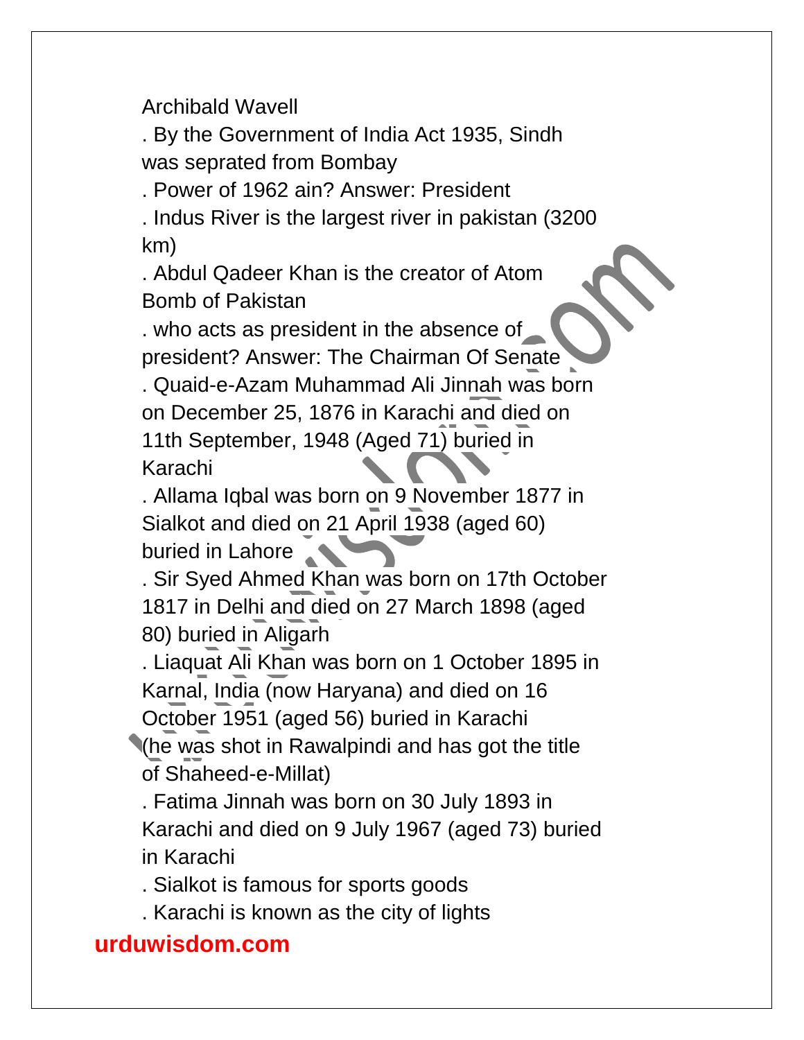Archibald Wavell

. By the Government of India Act 1935, Sindh was seprated from Bombay

. Power of 1962 ain? Answer: President

. Indus River is the largest river in pakistan (3200 km)

. Abdul Qadeer Khan is the creator of Atom Bomb of Pakistan

. who acts as president in the absence of president? Answer: The Chairman Of Senate

. Quaid-e-Azam Muhammad Ali Jinnah was born on December 25, 1876 in Karachi and died on 11th September, 1948 (Aged 71) buried in Karachi

. Allama Iqbal was born on 9 November 1877 in Sialkot and died on 21 April 1938 (aged 60) buried in Lahore

. Sir Syed Ahmed Khan was born on 17th October 1817 in Delhi and died on 27 March 1898 (aged 80) buried in Aligarh

. Liaquat Ali Khan was born on 1 October 1895 in Karnal, India (now Haryana) and died on 16 October 1951 (aged 56) buried in Karachi (he was shot in Rawalpindi and has got the title of Shaheed-e-Millat)

. Fatima Jinnah was born on 30 July 1893 in Karachi and died on 9 July 1967 (aged 73) buried in Karachi

. Sialkot is famous for sports goods

. Karachi is known as the city of lights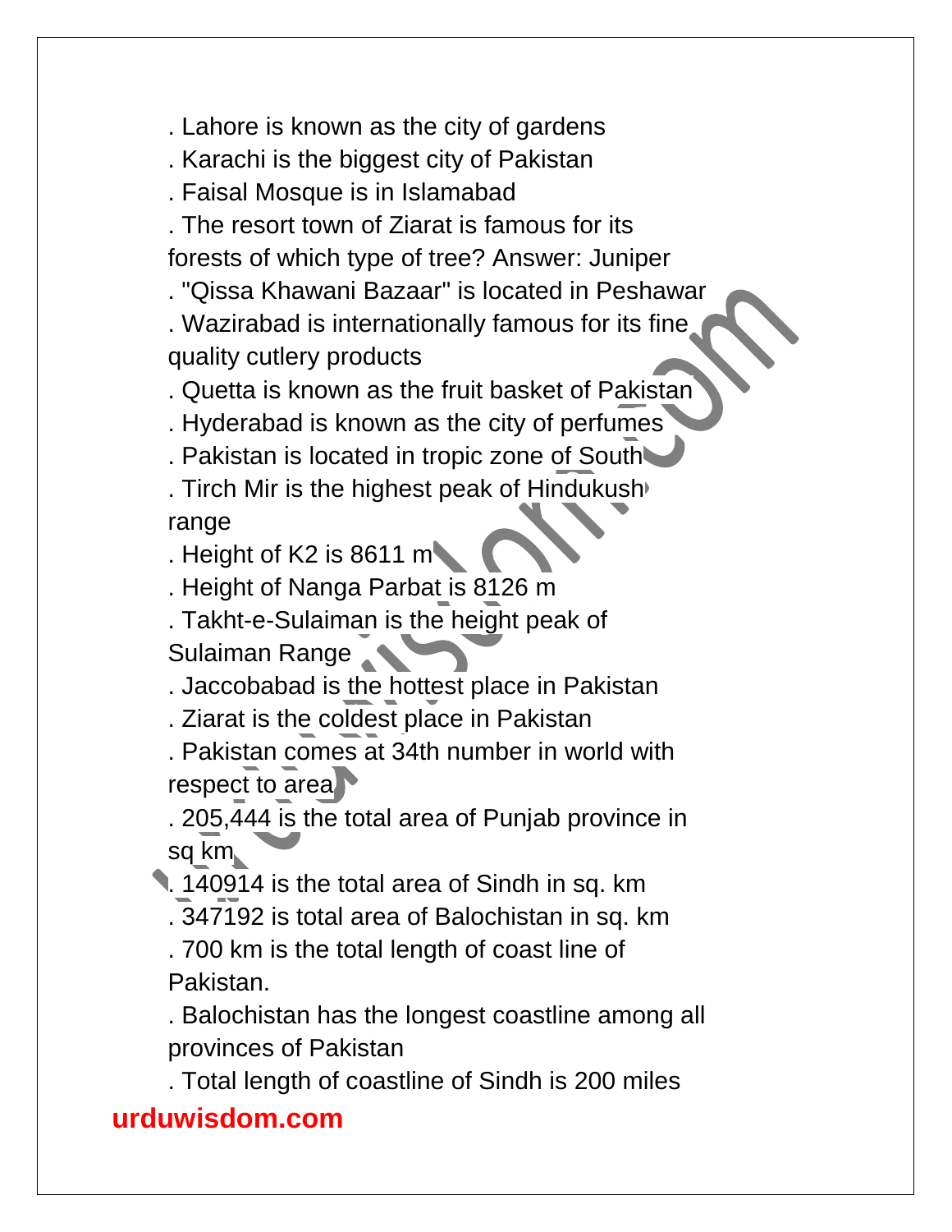. Lahore is known as the city of gardens

. Karachi is the biggest city of Pakistan

. Faisal Mosque is in Islamabad

. The resort town of Ziarat is famous for its forests of which type of tree? Answer: Juniper

. "Qissa Khawani Bazaar" is located in Peshawar

. Wazirabad is internationally famous for its fine quality cutlery products

. Quetta is known as the fruit basket of Pakistan

. Hyderabad is known as the city of perfumes

. Pakistan is located in tropic zone of South

. Tirch Mir is the highest peak of Hindukush range

. Height of K2 is 8611 m

. Height of Nanga Parbat is 8126 m

. Takht-e-Sulaiman is the height peak of Sulaiman Range

. Jaccobabad is the hottest place in Pakistan

. Ziarat is the coldest place in Pakistan

. Pakistan comes at 34th number in world with respect to area

. 205,444 is the total area of Punjab province in sq km

. 140914 is the total area of Sindh in sq. km

. 347192 is total area of Balochistan in sq. km

. 700 km is the total length of coast line of Pakistan.

. Balochistan has the longest coastline among all provinces of Pakistan

. Total length of coastline of Sindh is 200 miles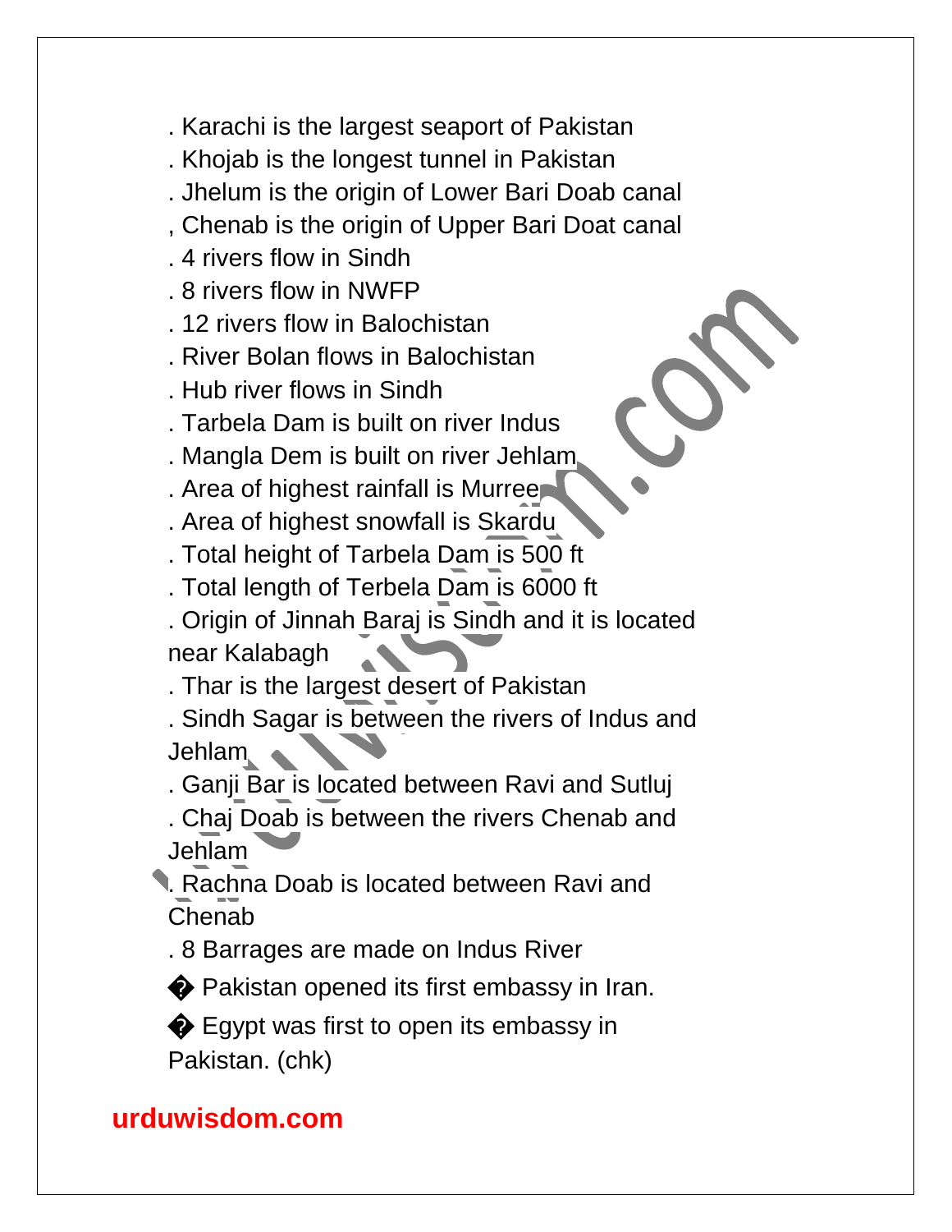. Karachi is the largest seaport of Pakistan

. Khojab is the longest tunnel in Pakistan

. Jhelum is the origin of Lower Bari Doab canal

, Chenab is the origin of Upper Bari Doat canal

. 4 rivers flow in Sindh

. 8 rivers flow in NWFP

. 12 rivers flow in Balochistan

. River Bolan flows in Balochistan

. Hub river flows in Sindh

. Tarbela Dam is built on river Indus

. Mangla Dem is built on river Jehlam

. Area of highest rainfall is Murree

. Area of highest snowfall is Skardu

. Total height of Tarbela Dam is 500 ft

. Total length of Terbela Dam is 6000 ft

. Origin of Jinnah Baraj is Sindh and it is located near Kalabagh

. Thar is the largest desert of Pakistan

. Sindh Sagar is between the rivers of Indus and Jehlam

. Ganji Bar is located between Ravi and Sutluj

. Chaj Doab is between the rivers Chenab and Jehlam

. Rachna Doab is located between Ravi and Chenab

. 8 Barrages are made on Indus River

� Pakistan opened its first embassy in Iran.

� Egypt was first to open its embassy in Pakistan. (chk)

**urduwisdom.com**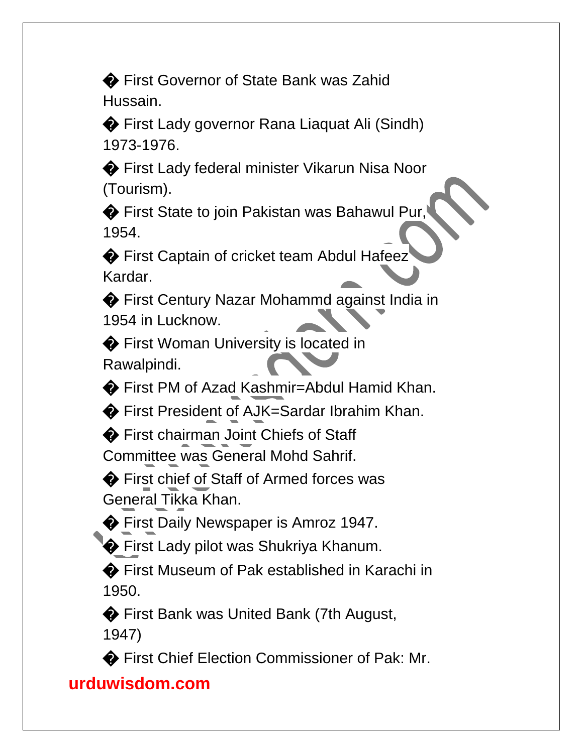- � First Governor of State Bank was Zahid Hussain.
- � First Lady governor Rana Liaquat Ali (Sindh) 1973-1976.
- � First Lady federal minister Vikarun Nisa Noor (Tourism).
- � First State to join Pakistan was Bahawul Pur, 1954.
- � First Captain of cricket team Abdul Hafeez Kardar.
- � First Century Nazar Mohammd against India in 1954 in Lucknow.
- � First Woman University is located in Rawalpindi.
- � First PM of Azad Kashmir=Abdul Hamid Khan.
- � First President of AJK=Sardar Ibrahim Khan.
- � First chairman Joint Chiefs of Staff Committee was General Mohd Sahrif.
- � First chief of Staff of Armed forces was General Tikka Khan.
- � First Daily Newspaper is Amroz 1947.
- � First Lady pilot was Shukriya Khanum.
- � First Museum of Pak established in Karachi in 1950.
- � First Bank was United Bank (7th August, 1947)
- � First Chief Election Commissioner of Pak: Mr.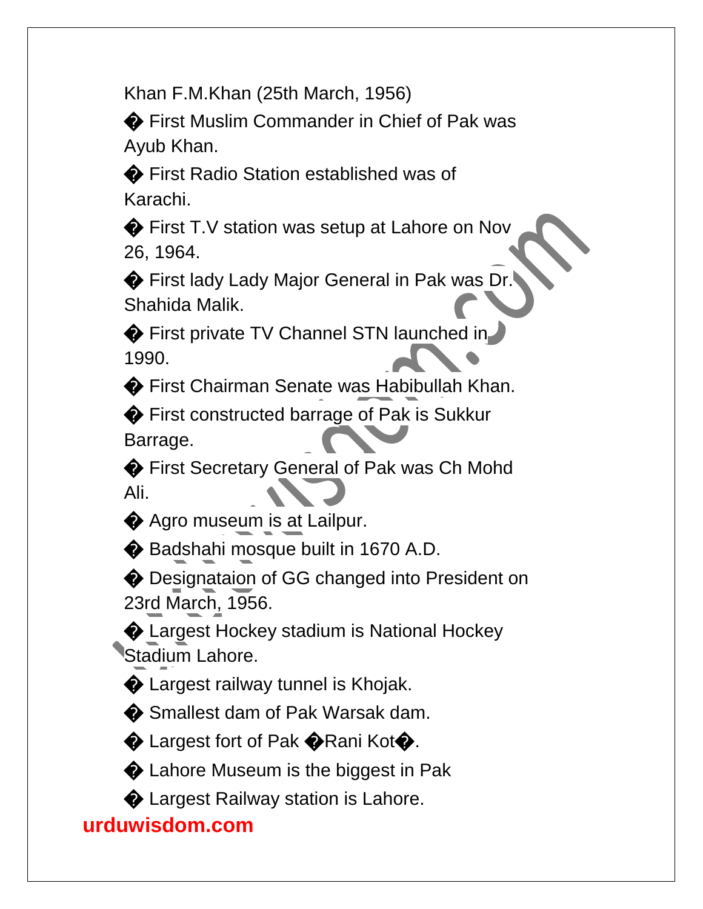Khan F.M.Khan (25th March, 1956)

- � First Muslim Commander in Chief of Pak was Ayub Khan.
- � First Radio Station established was of Karachi.
- � First T.V station was setup at Lahore on Nov 26, 1964.
- � First lady Lady Major General in Pak was Dr. Shahida Malik.
- � First private TV Channel STN launched in 1990.
- � First Chairman Senate was Habibullah Khan.
- � First constructed barrage of Pak is Sukkur Barrage.
- � First Secretary General of Pak was Ch Mohd Ali.
- � Agro museum is at Lailpur.
- � Badshahi mosque built in 1670 A.D.
- � Designataion of GG changed into President on 23rd March, 1956.
- � Largest Hockey stadium is National Hockey Stadium Lahore.
- � Largest railway tunnel is Khojak.
- � Smallest dam of Pak Warsak dam.
- � Largest fort of Pak �Rani Kot�.
- � Lahore Museum is the biggest in Pak
- � Largest Railway station is Lahore.

**urduwisdom.com**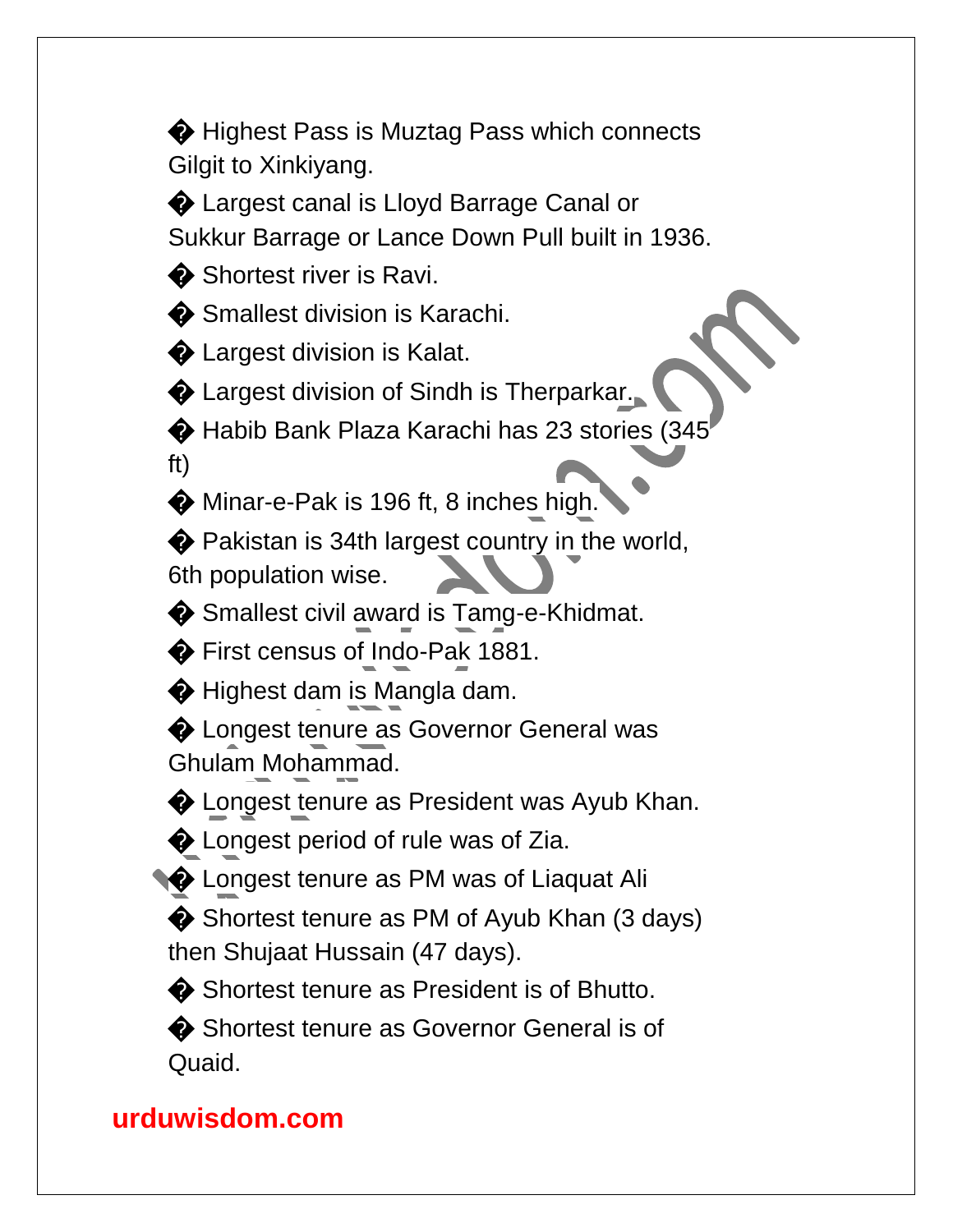- Highest Pass is Muztag Pass which connects Gilgit to Xinkiyang.
- Largest canal is Lloyd Barrage Canal or Sukkur Barrage or Lance Down Pull built in 1936.
- Shortest river is Ravi.
- Smallest division is Karachi.
- Largest division is Kalat.
- Largest division of Sindh is Therparkar.
- Habib Bank Plaza Karachi has 23 stories (345 ft)
- Minar-e-Pak is 196 ft, 8 inches high.
- Pakistan is 34th largest country in the world, 6th population wise.
- Smallest civil award is Tamg-e-Khidmat.
- First census of Indo-Pak 1881.
- Highest dam is Mangla dam.
- Longest tenure as Governor General was Ghulam Mohammad.
- Longest tenure as President was Ayub Khan.
- Longest period of rule was of Zia.
- Longest tenure as PM was of Liaquat Ali
- Shortest tenure as PM of Ayub Khan (3 days) then Shujaat Hussain (47 days).
- Shortest tenure as President is of Bhutto.
- Shortest tenure as Governor General is of Quaid.

**urduwisdom.com**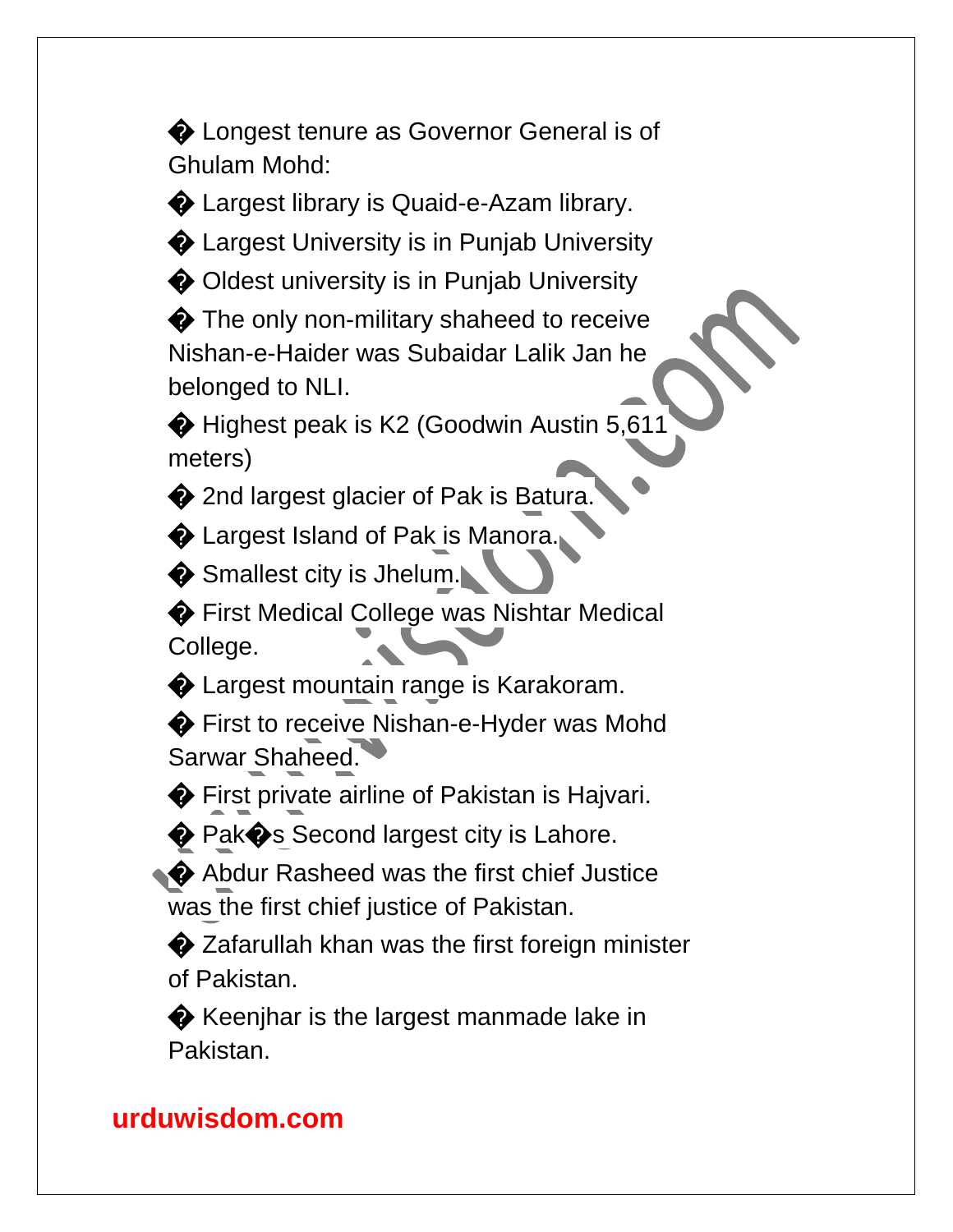- Longest tenure as Governor General is of Ghulam Mohd:
- Largest library is Quaid-e-Azam library.
- Largest University is in Punjab University
- Oldest university is in Punjab University
- The only non-military shaheed to receive Nishan-e-Haider was Subaidar Lalik Jan he belonged to NLI.
- Highest peak is K2 (Goodwin Austin 5,611 meters)
- 2nd largest glacier of Pak is Batura.
- Largest Island of Pak is Manora.
- Smallest city is Jhelum.
- First Medical College was Nishtar Medical College.
- Largest mountain range is Karakoram.
- First to receive Nishan-e-Hyder was Mohd Sarwar Shaheed.
- First private airline of Pakistan is Hajvari.
- Pak�s Second largest city is Lahore.
- Abdur Rasheed was the first chief Justice was the first chief justice of Pakistan.
- Zafarullah khan was the first foreign minister of Pakistan.
- Keenjhar is the largest manmade lake in Pakistan.

**urduwisdom.com**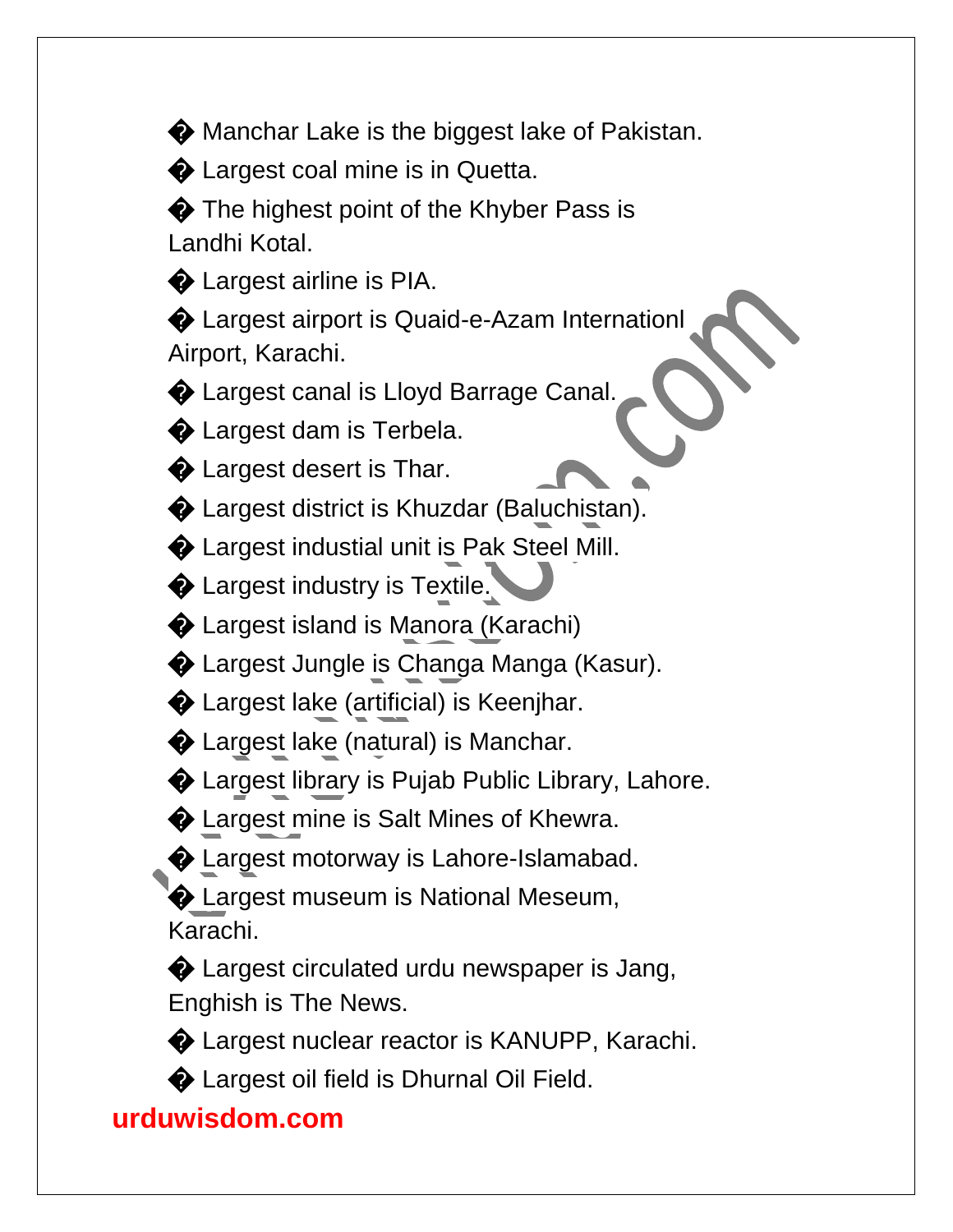� Manchar Lake is the biggest lake of Pakistan.

� Largest coal mine is in Quetta.

� The highest point of the Khyber Pass is Landhi Kotal.

� Largest airline is PIA.

� Largest airport is Quaid-e-Azam Internationl Airport, Karachi.

� Largest canal is Lloyd Barrage Canal.

� Largest dam is Terbela.

� Largest desert is Thar.

� Largest district is Khuzdar (Baluchistan).

� Largest industial unit is Pak Steel Mill.

� Largest industry is Textile.

� Largest island is Manora (Karachi)

� Largest Jungle is Changa Manga (Kasur).

� Largest lake (artificial) is Keenjhar.

� Largest lake (natural) is Manchar.

� Largest library is Pujab Public Library, Lahore.

� Largest mine is Salt Mines of Khewra.

� Largest motorway is Lahore-Islamabad.

� Largest museum is National Meseum, Karachi.

� Largest circulated urdu newspaper is Jang, Enghish is The News.

� Largest nuclear reactor is KANUPP, Karachi.

� Largest oil field is Dhurnal Oil Field.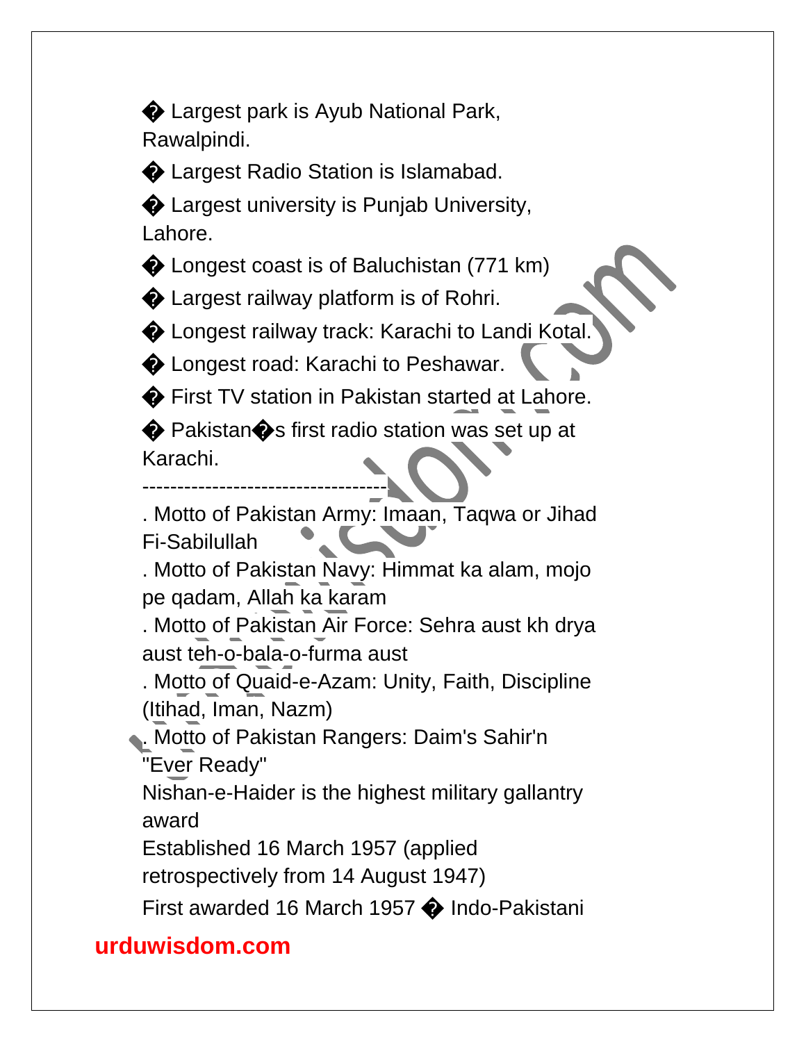� Largest park is Ayub National Park, Rawalpindi.

� Largest Radio Station is Islamabad.

� Largest university is Punjab University, Lahore.

� Longest coast is of Baluchistan (771 km)

� Largest railway platform is of Rohri.

� Longest railway track: Karachi to Landi Kotal.

� Longest road: Karachi to Peshawar.

� First TV station in Pakistan started at Lahore.

� Pakistan�s first radio station was set up at Karachi.

-----------------------------------

. Motto of Pakistan Army: Imaan, Taqwa or Jihad Fi-Sabilullah

. Motto of Pakistan Navy: Himmat ka alam, mojo pe qadam, Allah ka karam

. Motto of Pakistan Air Force: Sehra aust kh drya aust teh-o-bala-o-furma aust

. Motto of Quaid-e-Azam: Unity, Faith, Discipline (Itihad, Iman, Nazm)

. Motto of Pakistan Rangers: Daim's Sahir'n "Ever Ready"

Nishan-e-Haider is the highest military gallantry award

Established 16 March 1957 (applied retrospectively from 14 August 1947)

First awarded 16 March 1957 � Indo-Pakistani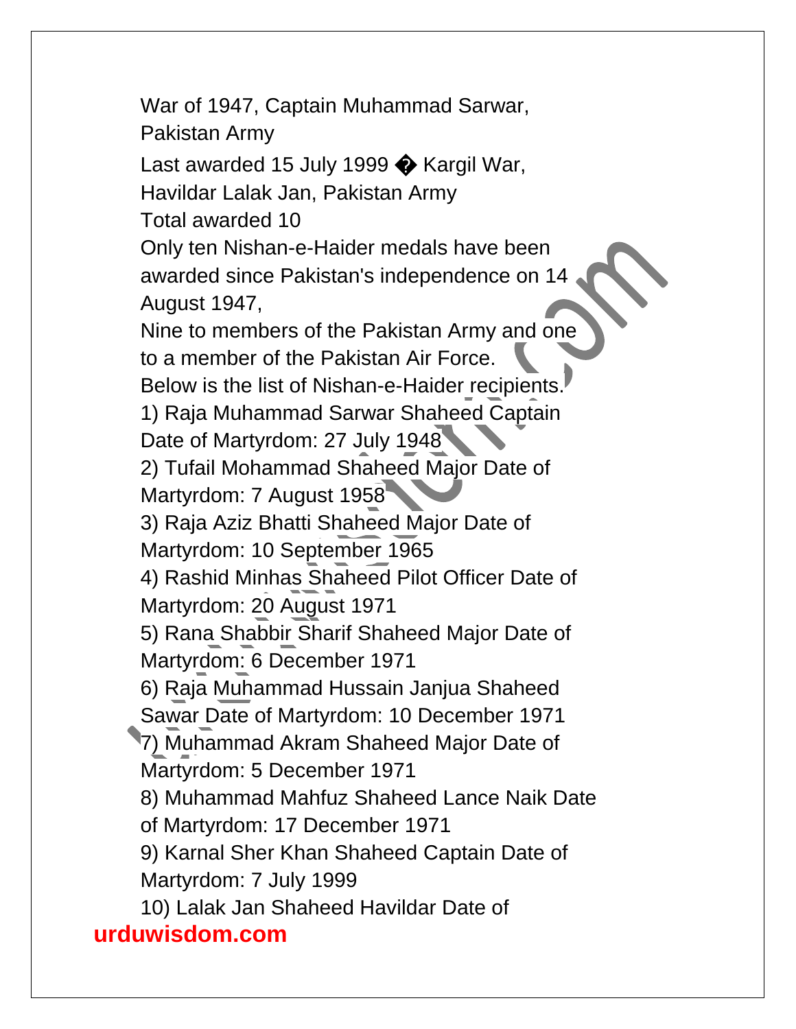War of 1947, Captain Muhammad Sarwar, Pakistan Army

Last awarded 15 July 1999 � Kargil War, Havildar Lalak Jan, Pakistan Army

Total awarded 10

Only ten Nishan-e-Haider medals have been awarded since Pakistan's independence on 14 August 1947,

Nine to members of the Pakistan Army and one to a member of the Pakistan Air Force.

Below is the list of Nishan-e-Haider recipients.

1) Raja Muhammad Sarwar Shaheed Captain Date of Martyrdom: 27 July 1948

2) Tufail Mohammad Shaheed Major Date of Martyrdom: 7 August 1958

3) Raja Aziz Bhatti Shaheed Major Date of Martyrdom: 10 September 1965

4) Rashid Minhas Shaheed Pilot Officer Date of Martyrdom: 20 August 1971

5) Rana Shabbir Sharif Shaheed Major Date of Martyrdom: 6 December 1971

6) Raja Muhammad Hussain Janjua Shaheed Sawar Date of Martyrdom: 10 December 1971

7) Muhammad Akram Shaheed Major Date of Martyrdom: 5 December 1971

8) Muhammad Mahfuz Shaheed Lance Naik Date of Martyrdom: 17 December 1971

9) Karnal Sher Khan Shaheed Captain Date of Martyrdom: 7 July 1999

10) Lalak Jan Shaheed Havildar Date of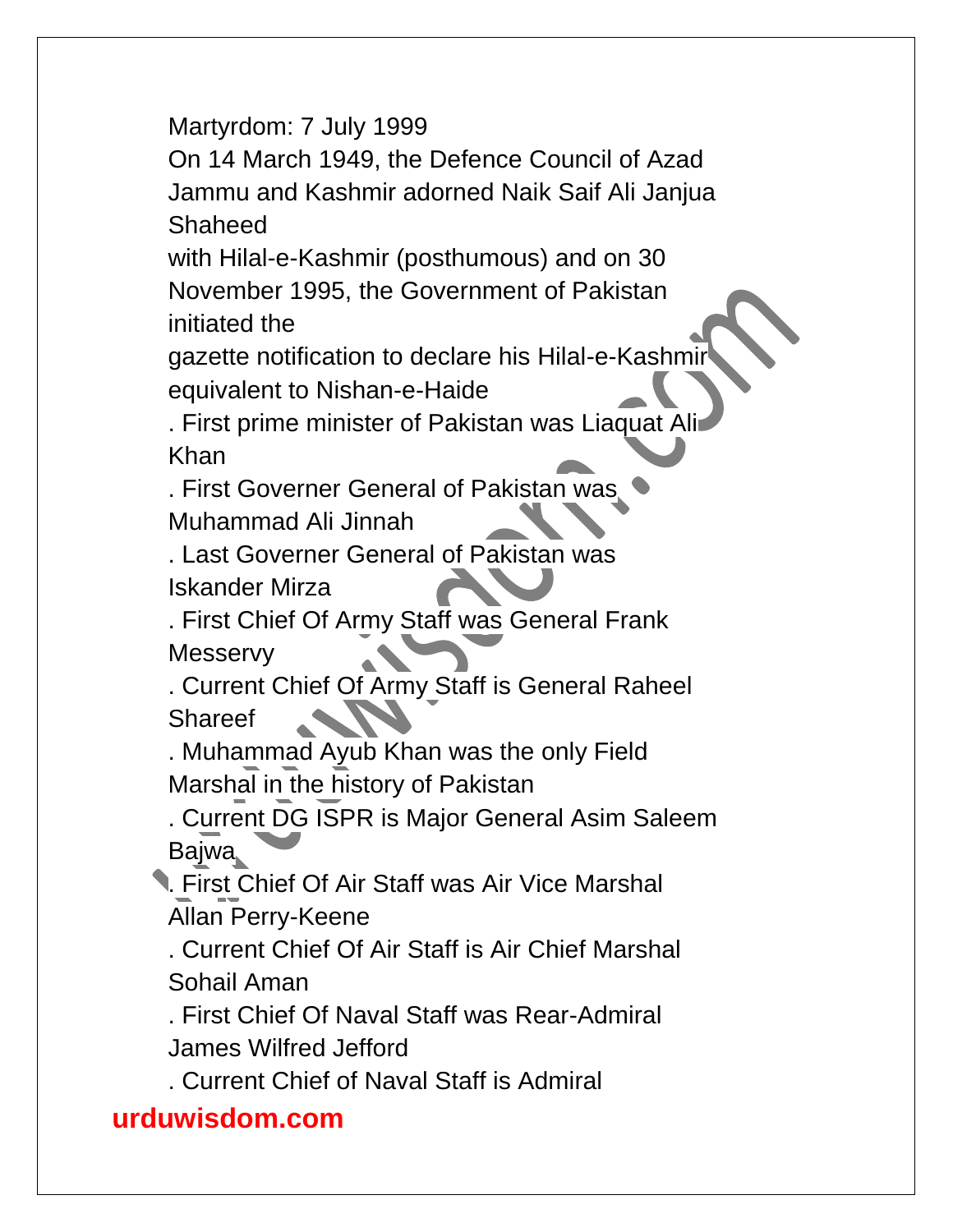Martyrdom: 7 July 1999

On 14 March 1949, the Defence Council of Azad Jammu and Kashmir adorned Naik Saif Ali Janjua Shaheed with Hilal-e-Kashmir (posthumous) and on 30 November 1995, the Government of Pakistan initiated the gazette notification to declare his Hilal-e-Kashmir equivalent to Nishan-e-Haide

. First prime minister of Pakistan was Liaquat Ali Khan

. First Governer General of Pakistan was Muhammad Ali Jinnah

. Last Governer General of Pakistan was Iskander Mirza

. First Chief Of Army Staff was General Frank Messervy

. Current Chief Of Army Staff is General Raheel Shareef

. Muhammad Ayub Khan was the only Field Marshal in the history of Pakistan

. Current DG ISPR is Major General Asim Saleem Bajwa

. First Chief Of Air Staff was Air Vice Marshal Allan Perry-Keene

. Current Chief Of Air Staff is Air Chief Marshal Sohail Aman

. First Chief Of Naval Staff was Rear-Admiral James Wilfred Jefford

. Current Chief of Naval Staff is Admiral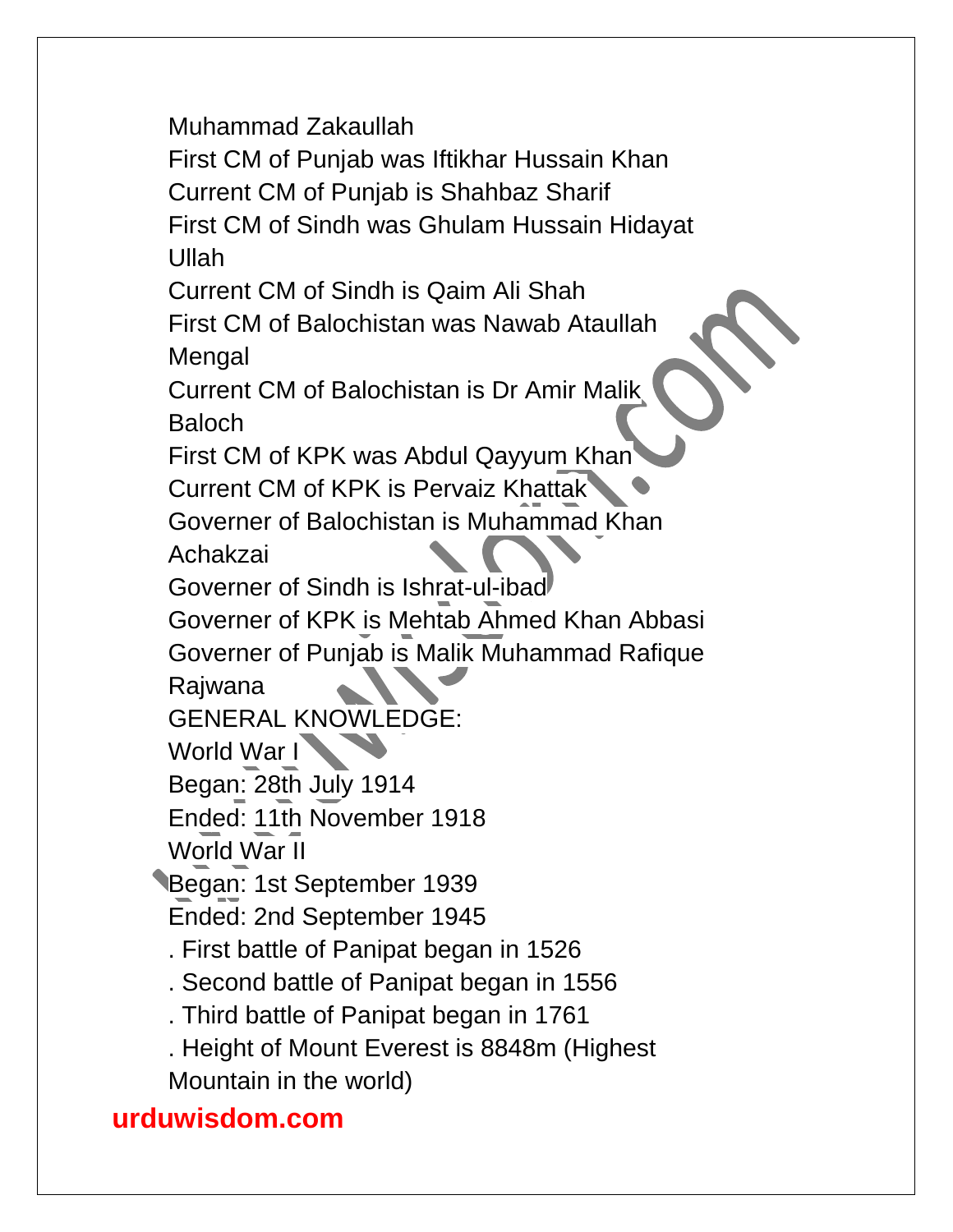Muhammad Zakaullah

First CM of Punjab was Iftikhar Hussain Khan

Current CM of Punjab is Shahbaz Sharif

First CM of Sindh was Ghulam Hussain Hidayat Ullah

Current CM of Sindh is Qaim Ali Shah

First CM of Balochistan was Nawab Ataullah Mengal

Current CM of Balochistan is Dr Amir Malik Baloch

First CM of KPK was Abdul Qayyum Khan

Current CM of KPK is Pervaiz Khattak

Governer of Balochistan is Muhammad Khan Achakzai

Governer of Sindh is Ishrat-ul-ibad

Governer of KPK is Mehtab Ahmed Khan Abbasi

Governer of Punjab is Malik Muhammad Rafique Rajwana

GENERAL KNOWLEDGE:

World War I

Began: 28th July 1914

Ended: 11th November 1918

World War II

Began: 1st September 1939

Ended: 2nd September 1945

. First battle of Panipat began in 1526

. Second battle of Panipat began in 1556

. Third battle of Panipat began in 1761

. Height of Mount Everest is 8848m (Highest Mountain in the world)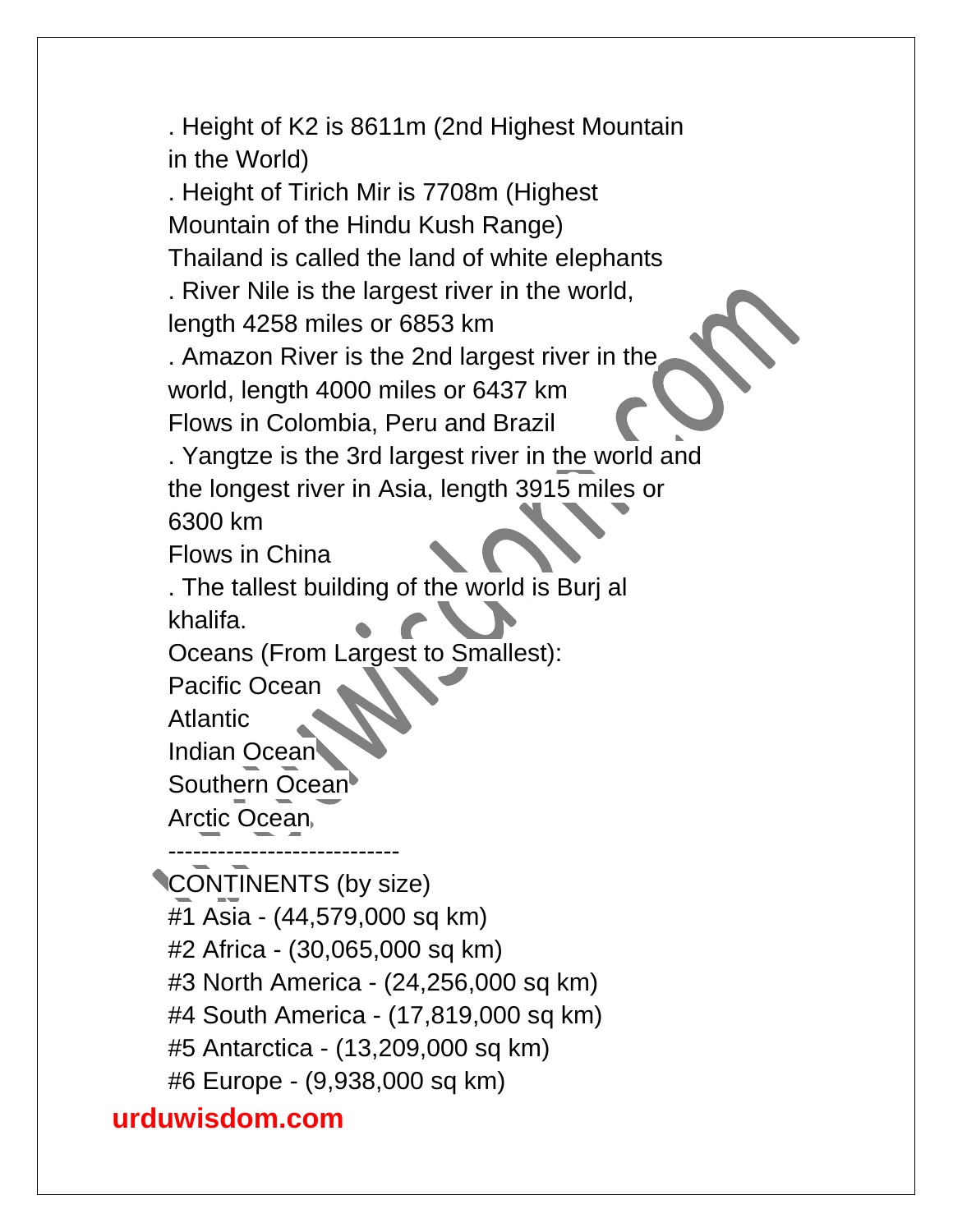. Height of K2 is 8611m (2nd Highest Mountain in the World)

. Height of Tirich Mir is 7708m (Highest Mountain of the Hindu Kush Range)

Thailand is called the land of white elephants

. River Nile is the largest river in the world, length 4258 miles or 6853 km

. Amazon River is the 2nd largest river in the world, length 4000 miles or 6437 km

Flows in Colombia, Peru and Brazil

. Yangtze is the 3rd largest river in the world and the longest river in Asia, length 3915 miles or 6300 km

Flows in China

. The tallest building of the world is Burj al khalifa.

Oceans (From Largest to Smallest):

Pacific Ocean

Atlantic

Indian Ocean

Southern Ocean

Arctic Ocean

----------------------------

CONTINENTS (by size)

#1 Asia - (44,579,000 sq km)

#2 Africa - (30,065,000 sq km)

#3 North America - (24,256,000 sq km)

#4 South America - (17,819,000 sq km)

#5 Antarctica - (13,209,000 sq km)

#6 Europe - (9,938,000 sq km)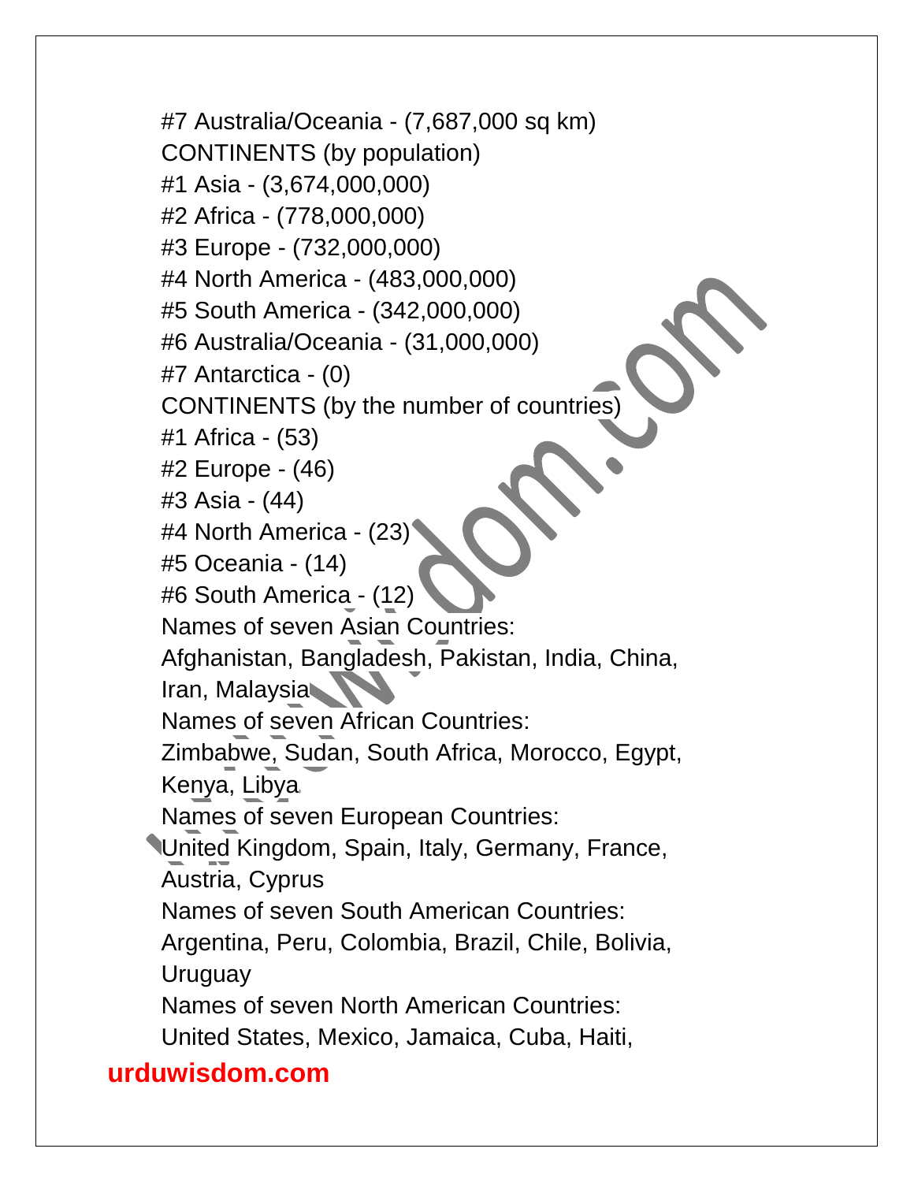#7 Australia/Oceania - (7,687,000 sq km)

CONTINENTS (by population)

#1 Asia - (3,674,000,000)

#2 Africa - (778,000,000)

#3 Europe - (732,000,000)

#4 North America - (483,000,000)

#5 South America - (342,000,000)

#6 Australia/Oceania - (31,000,000)

#7 Antarctica - (0)

CONTINENTS (by the number of countries)

#1 Africa - (53)

#2 Europe - (46)

#3 Asia - (44)

#4 North America - (23)

#5 Oceania - (14)

#6 South America - (12)

Names of seven Asian Countries:

Afghanistan, Bangladesh, Pakistan, India, China, Iran, Malaysia

Names of seven African Countries:

Zimbabwe, Sudan, South Africa, Morocco, Egypt, Kenya, Libya

Names of seven European Countries:

United Kingdom, Spain, Italy, Germany, France, Austria, Cyprus

Names of seven South American Countries:

Argentina, Peru, Colombia, Brazil, Chile, Bolivia, Uruguay

Names of seven North American Countries:

United States, Mexico, Jamaica, Cuba, Haiti,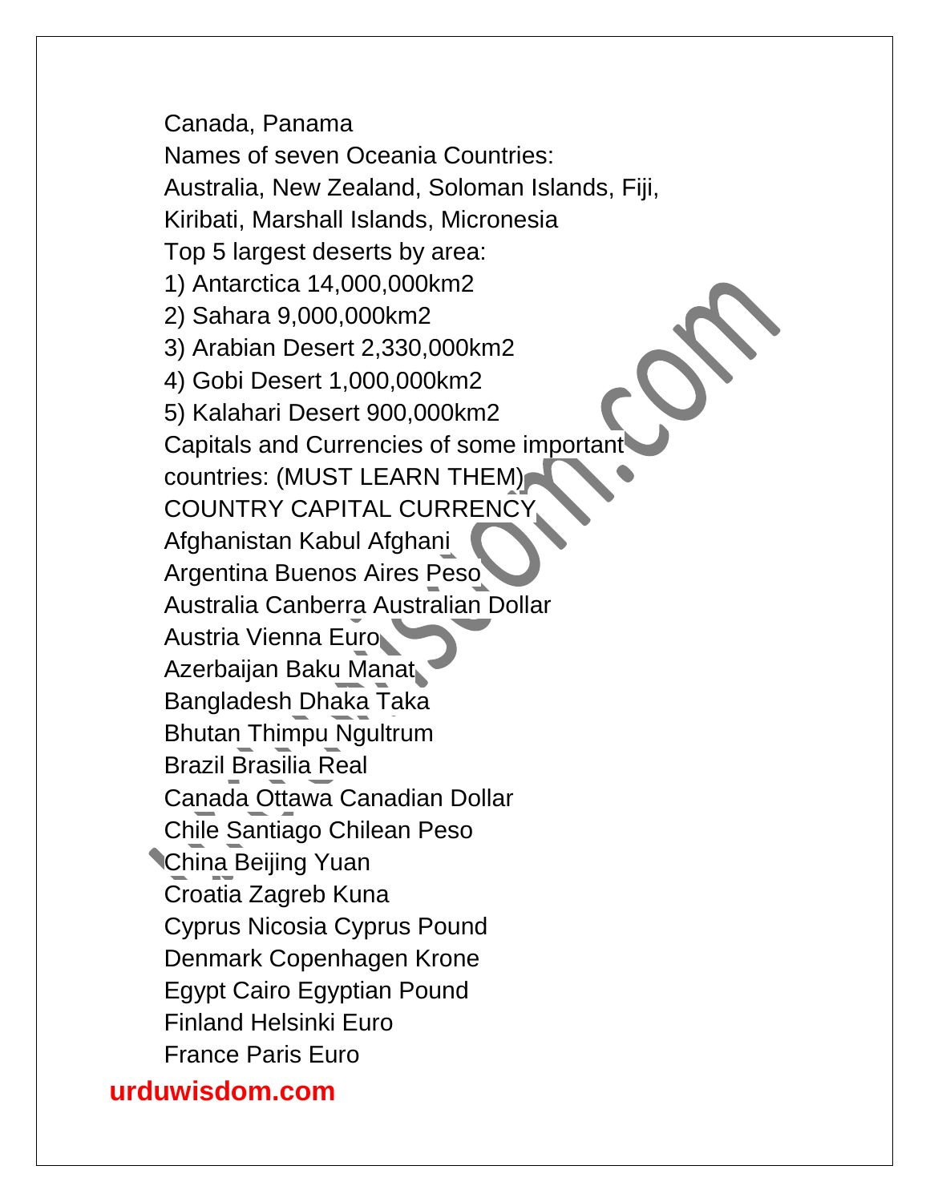Canada, Panama

Names of seven Oceania Countries:

Australia, New Zealand, Soloman Islands, Fiji, Kiribati, Marshall Islands, Micronesia

Top 5 largest deserts by area:

1) Antarctica 14,000,000km2
2) Sahara 9,000,000km2
3) Arabian Desert 2,330,000km2
4) Gobi Desert 1,000,000km2
5) Kalahari Desert 900,000km2

Capitals and Currencies of some important countries: (MUST LEARN THEM)

| COUNTRY | CAPITAL | CURRENCY |
|---|---|---|
| Afghanistan | Kabul | Afghani |
| Argentina | Buenos Aires | Peso |
| Australia | Canberra | Australian Dollar |
| Austria | Vienna | Euro |
| Azerbaijan | Baku | Manat |
| Bangladesh | Dhaka | Taka |
| Bhutan | Thimpu | Ngultrum |
| Brazil | Brasilia | Real |
| Canada | Ottawa | Canadian Dollar |
| Chile | Santiago | Chilean Peso |
| China | Beijing | Yuan |
| Croatia | Zagreb | Kuna |
| Cyprus | Nicosia | Cyprus Pound |
| Denmark | Copenhagen | Krone |
| Egypt | Cairo | Egyptian Pound |
| Finland | Helsinki | Euro |
| France | Paris | Euro |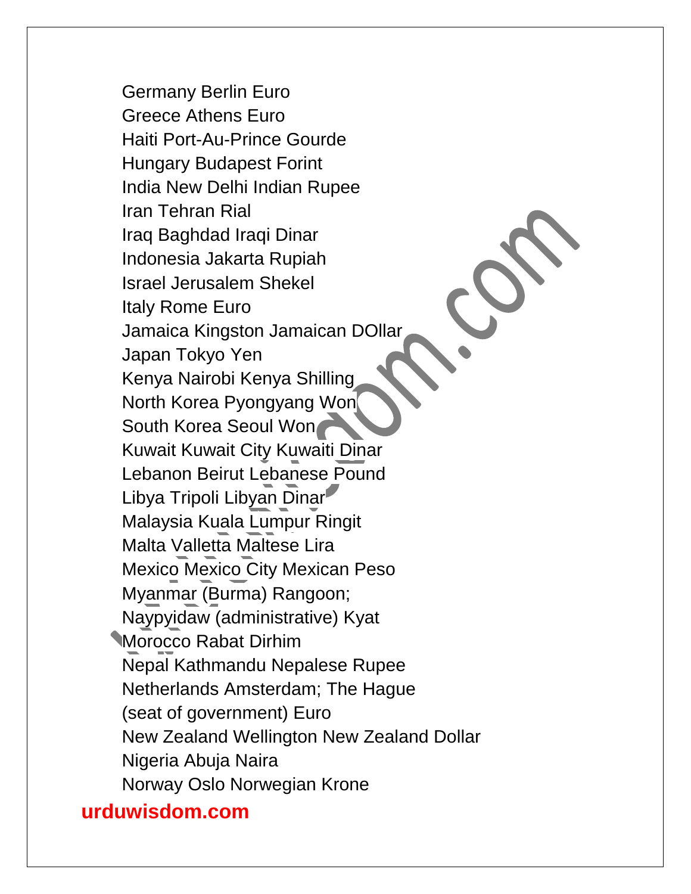Germany Berlin Euro
Greece Athens Euro
Haiti Port-Au-Prince Gourde
Hungary Budapest Forint
India New Delhi Indian Rupee
Iran Tehran Rial
Iraq Baghdad Iraqi Dinar
Indonesia Jakarta Rupiah
Israel Jerusalem Shekel
Italy Rome Euro
Jamaica Kingston Jamaican DOllar
Japan Tokyo Yen
Kenya Nairobi Kenya Shilling
North Korea Pyongyang Won
South Korea Seoul Won
Kuwait Kuwait City Kuwaiti Dinar
Lebanon Beirut Lebanese Pound
Libya Tripoli Libyan Dinar
Malaysia Kuala Lumpur Ringit
Malta Valletta Maltese Lira
Mexico Mexico City Mexican Peso
Myanmar (Burma) Rangoon;
Naypyidaw (administrative) Kyat
Morocco Rabat Dirhim
Nepal Kathmandu Nepalese Rupee
Netherlands Amsterdam; The Hague
(seat of government) Euro
New Zealand Wellington New Zealand Dollar
Nigeria Abuja Naira
Norway Oslo Norwegian Krone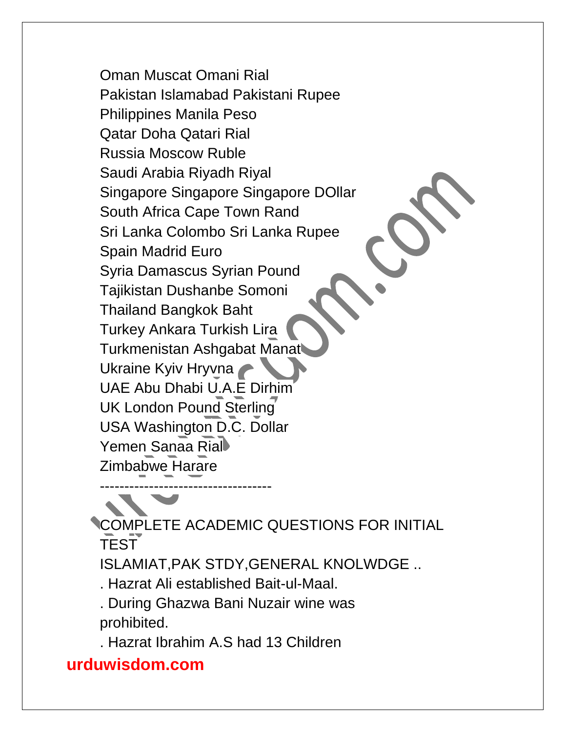Oman Muscat Omani Rial
Pakistan Islamabad Pakistani Rupee
Philippines Manila Peso
Qatar Doha Qatari Rial
Russia Moscow Ruble
Saudi Arabia Riyadh Riyal
Singapore Singapore Singapore DOllar
South Africa Cape Town Rand
Sri Lanka Colombo Sri Lanka Rupee
Spain Madrid Euro
Syria Damascus Syrian Pound
Tajikistan Dushanbe Somoni
Thailand Bangkok Baht
Turkey Ankara Turkish Lira
Turkmenistan Ashgabat Manat
Ukraine Kyiv Hryvna
UAE Abu Dhabi U.A.E Dirhim
UK London Pound Sterling
USA Washington D.C. Dollar
Yemen Sanaa Rial
Zimbabwe Harare

------------------------------------

COMPLETE ACADEMIC QUESTIONS FOR INITIAL TEST

ISLAMIAT,PAK STDY,GENERAL KNOLWDGE ..

. Hazrat Ali established Bait-ul-Maal.

. During Ghazwa Bani Nuzair wine was prohibited.

. Hazrat Ibrahim A.S had 13 Children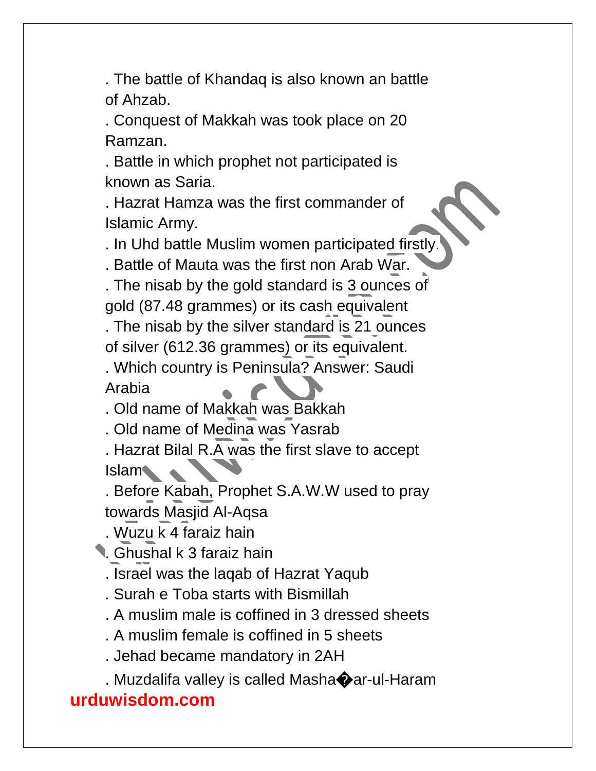. The battle of Khandaq is also known an battle of Ahzab.

. Conquest of Makkah was took place on 20 Ramzan.

. Battle in which prophet not participated is known as Saria.

. Hazrat Hamza was the first commander of Islamic Army.

. In Uhd battle Muslim women participated firstly.

. Battle of Mauta was the first non Arab War.

. The nisab by the gold standard is 3 ounces of gold (87.48 grammes) or its cash equivalent

. The nisab by the silver standard is 21 ounces of silver (612.36 grammes) or its equivalent.

. Which country is Peninsula? Answer: Saudi Arabia

. Old name of Makkah was Bakkah

. Old name of Medina was Yasrab

. Hazrat Bilal R.A was the first slave to accept Islam

. Before Kabah, Prophet S.A.W.W used to pray towards Masjid Al-Aqsa

. Wuzu k 4 faraiz hain

. Ghushal k 3 faraiz hain

. Israel was the laqab of Hazrat Yaqub

. Surah e Toba starts with Bismillah

. A muslim male is coffined in 3 dressed sheets

. A muslim female is coffined in 5 sheets

. Jehad became mandatory in 2AH

. Muzdalifa valley is called Masha�ar-ul-Haram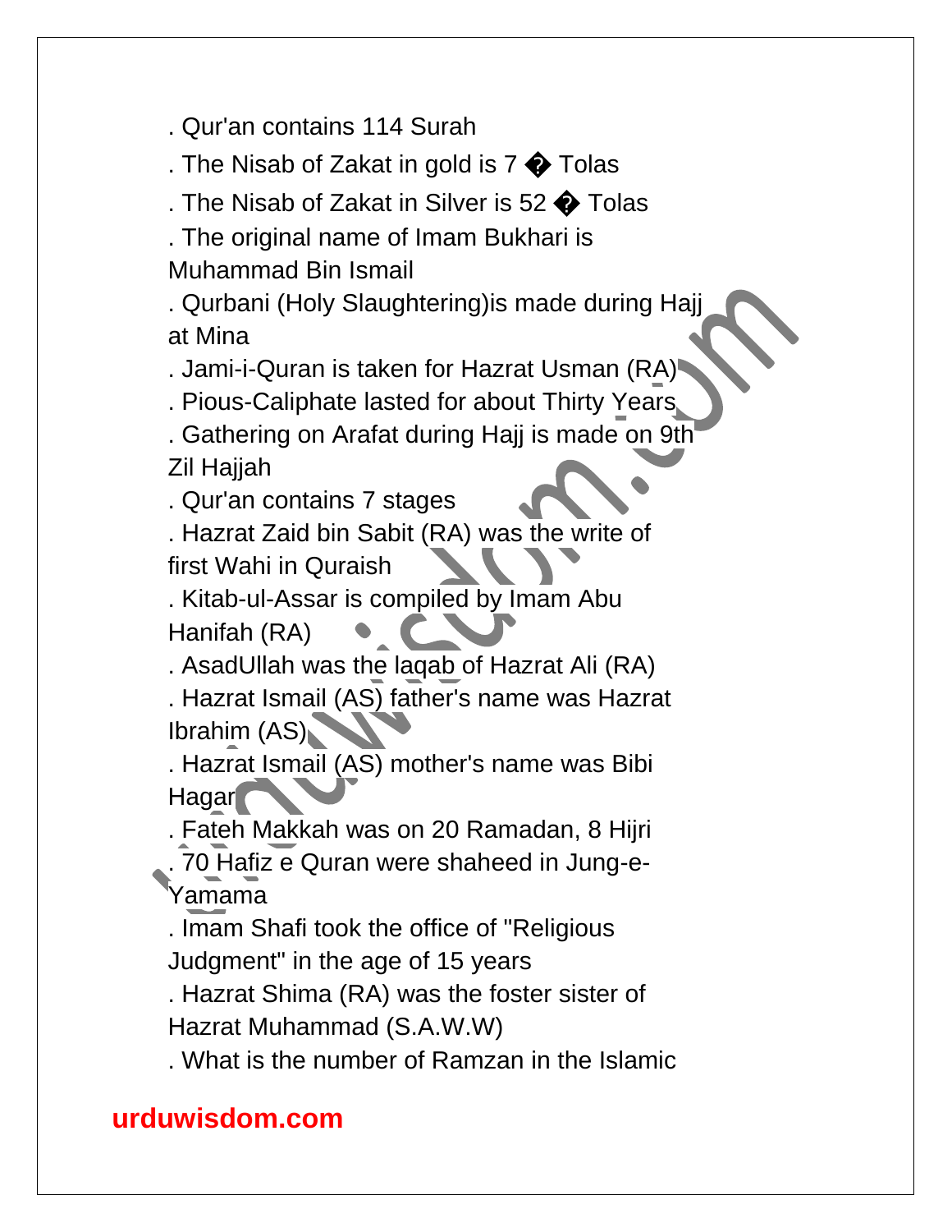. Qur'an contains 114 Surah

. The Nisab of Zakat in gold is 7 � Tolas

. The Nisab of Zakat in Silver is 52 � Tolas

. The original name of Imam Bukhari is Muhammad Bin Ismail

. Qurbani (Holy Slaughtering)is made during Hajj at Mina

. Jami-i-Quran is taken for Hazrat Usman (RA)

. Pious-Caliphate lasted for about Thirty Years

. Gathering on Arafat during Hajj is made on 9th Zil Hajjah

. Qur'an contains 7 stages

. Hazrat Zaid bin Sabit (RA) was the write of first Wahi in Quraish

. Kitab-ul-Assar is compiled by Imam Abu Hanifah (RA)

. AsadUllah was the laqab of Hazrat Ali (RA)

. Hazrat Ismail (AS) father's name was Hazrat Ibrahim (AS)

. Hazrat Ismail (AS) mother's name was Bibi Hagar

. Fateh Makkah was on 20 Ramadan, 8 Hijri

. 70 Hafiz e Quran were shaheed in Jung-e-Yamama

. Imam Shafi took the office of "Religious Judgment" in the age of 15 years

. Hazrat Shima (RA) was the foster sister of Hazrat Muhammad (S.A.W.W)

. What is the number of Ramzan in the Islamic

**urduwisdom.com**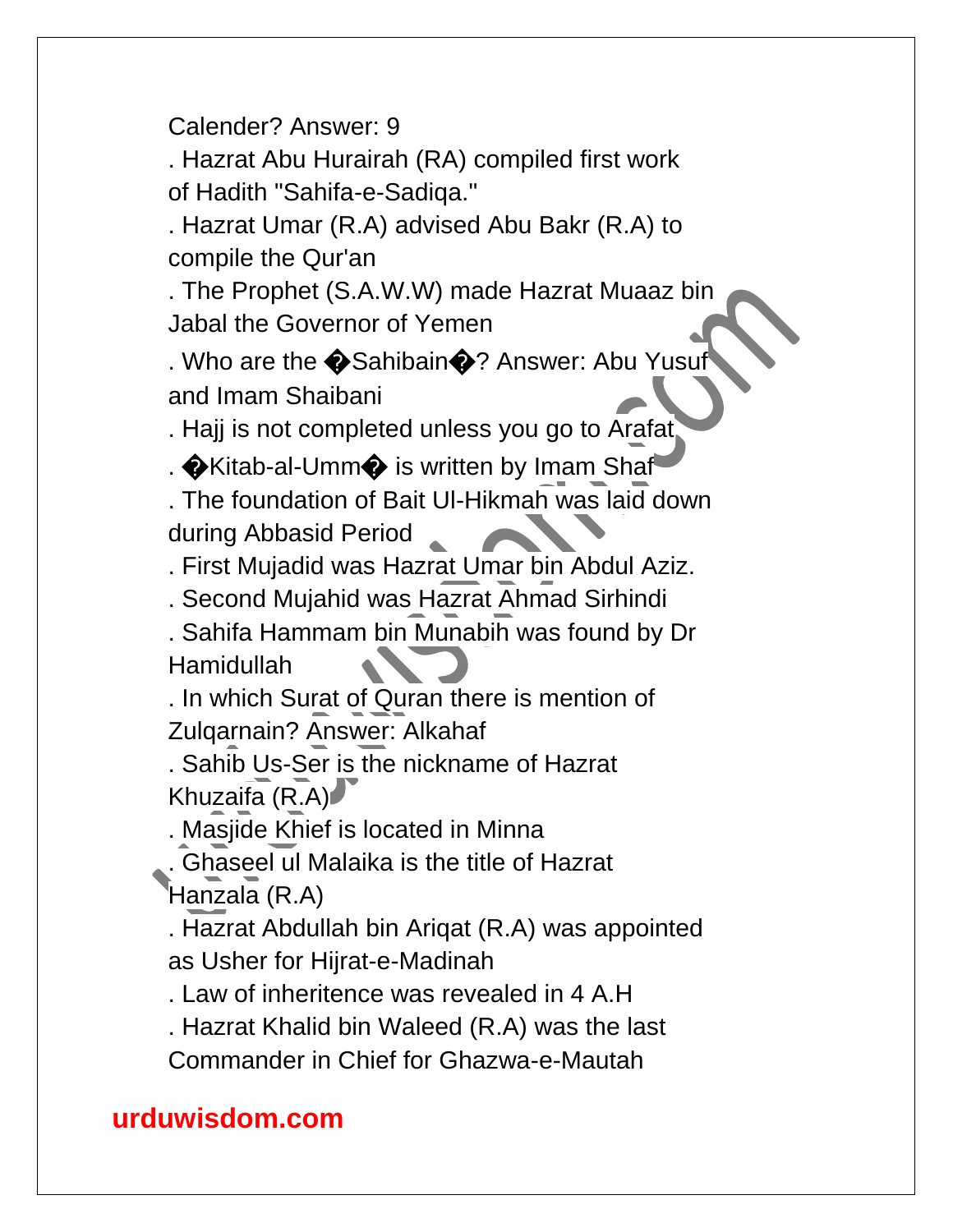Calender? Answer: 9

. Hazrat Abu Hurairah (RA) compiled first work of Hadith "Sahifa-e-Sadiqa."

. Hazrat Umar (R.A) advised Abu Bakr (R.A) to compile the Qur'an

. The Prophet (S.A.W.W) made Hazrat Muaaz bin Jabal the Governor of Yemen

. Who are the �Sahibain�? Answer: Abu Yusuf and Imam Shaibani

. Hajj is not completed unless you go to Arafat

. �Kitab-al-Umm� is written by Imam Shafi

. The foundation of Bait Ul-Hikmah was laid down during Abbasid Period

. First Mujadid was Hazrat Umar bin Abdul Aziz.

. Second Mujahid was Hazrat Ahmad Sirhindi

. Sahifa Hammam bin Munabih was found by Dr Hamidullah

. In which Surat of Quran there is mention of Zulqarnain? Answer: Alkahaf

. Sahib Us-Ser is the nickname of Hazrat Khuzaifa (R.A)

. Masjide Khief is located in Minna

. Ghaseel ul Malaika is the title of Hazrat Hanzala (R.A)

. Hazrat Abdullah bin Ariqat (R.A) was appointed as Usher for Hijrat-e-Madinah

. Law of inheritence was revealed in 4 A.H

. Hazrat Khalid bin Waleed (R.A) was the last Commander in Chief for Ghazwa-e-Mautah

urduwisdom.com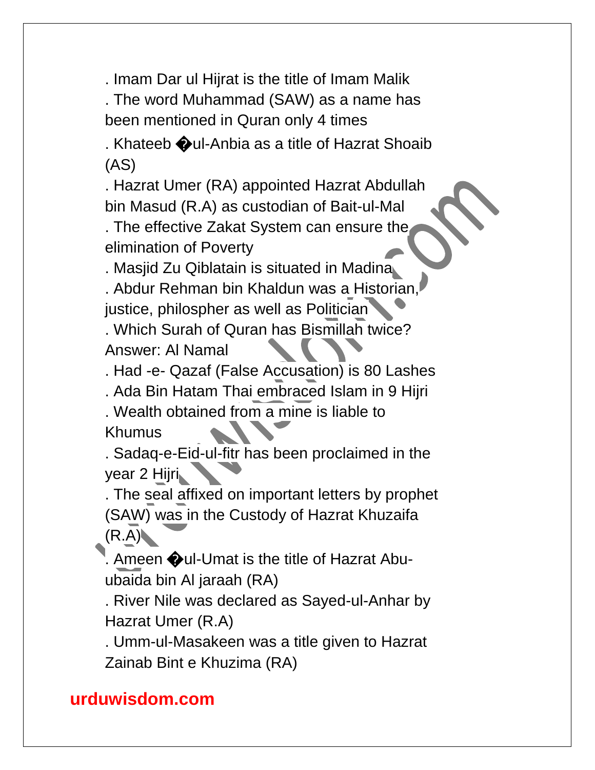. Imam Dar ul Hijrat is the title of Imam Malik

. The word Muhammad (SAW) as a name has been mentioned in Quran only 4 times

. Khateeb �ul-Anbia as a title of Hazrat Shoaib (AS)

. Hazrat Umer (RA) appointed Hazrat Abdullah bin Masud (R.A) as custodian of Bait-ul-Mal

. The effective Zakat System can ensure the elimination of Poverty

. Masjid Zu Qiblatain is situated in Madina

. Abdur Rehman bin Khaldun was a Historian, justice, philospher as well as Politician

. Which Surah of Quran has Bismillah twice? Answer: Al Namal

. Had -e- Qazaf (False Accusation) is 80 Lashes

. Ada Bin Hatam Thai embraced Islam in 9 Hijri

. Wealth obtained from a mine is liable to Khumus

. Sadaq-e-Eid-ul-fitr has been proclaimed in the year 2 Hijri

. The seal affixed on important letters by prophet (SAW) was in the Custody of Hazrat Khuzaifa (R.A)

. Ameen �ul-Umat is the title of Hazrat Abu-ubaida bin Al jaraah (RA)

. River Nile was declared as Sayed-ul-Anhar by Hazrat Umer (R.A)

. Umm-ul-Masakeen was a title given to Hazrat Zainab Bint e Khuzima (RA)

**urduwisdom.com**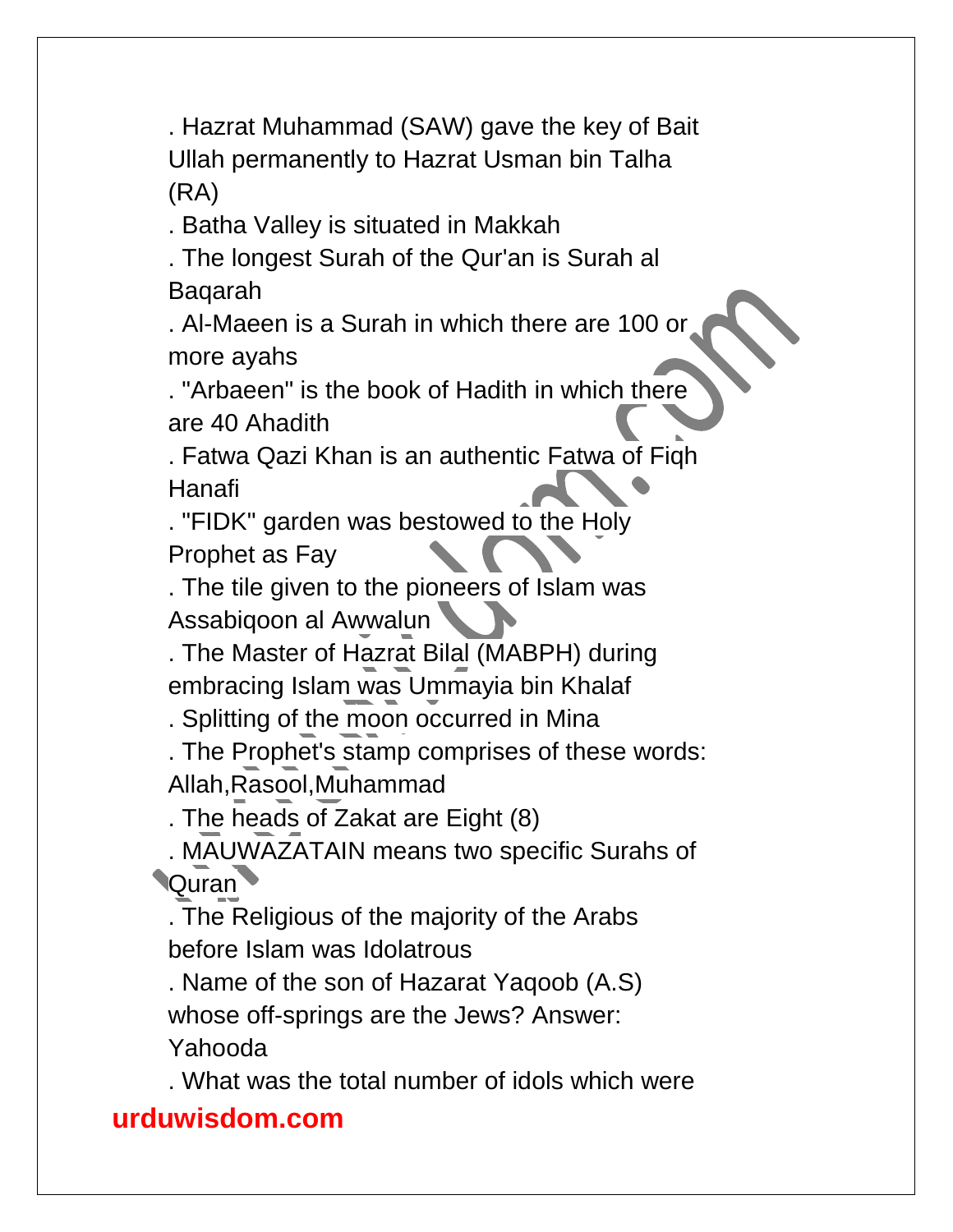. Hazrat Muhammad (SAW) gave the key of Bait Ullah permanently to Hazrat Usman bin Talha (RA)

. Batha Valley is situated in Makkah

. The longest Surah of the Qur'an is Surah al Baqarah

. Al-Maeen is a Surah in which there are 100 or more ayahs

. "Arbaeen" is the book of Hadith in which there are 40 Ahadith

. Fatwa Qazi Khan is an authentic Fatwa of Fiqh Hanafi

. "FIDK" garden was bestowed to the Holy Prophet as Fay

. The tile given to the pioneers of Islam was Assabiqoon al Awwalun

. The Master of Hazrat Bilal (MABPH) during embracing Islam was Ummayia bin Khalaf

. Splitting of the moon occurred in Mina

. The Prophet's stamp comprises of these words: Allah,Rasool,Muhammad

. The heads of Zakat are Eight (8)

. MAUWAZATAIN means two specific Surahs of Quran

. The Religious of the majority of the Arabs before Islam was Idolatrous

. Name of the son of Hazarat Yaqoob (A.S) whose off-springs are the Jews? Answer: Yahooda

. What was the total number of idols which were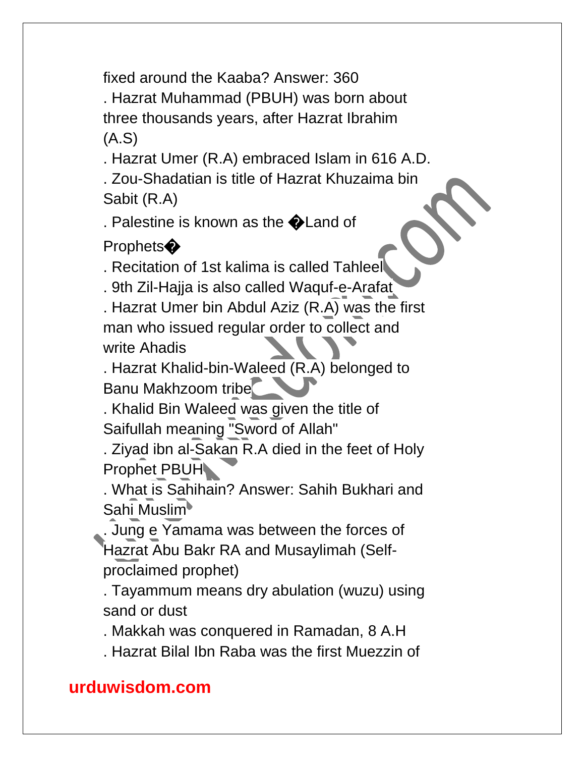fixed around the Kaaba? Answer: 360

. Hazrat Muhammad (PBUH) was born about three thousands years, after Hazrat Ibrahim (A.S)

. Hazrat Umer (R.A) embraced Islam in 616 A.D.

. Zou-Shadatian is title of Hazrat Khuzaima bin Sabit (R.A)

. Palestine is known as the �Land of Prophets�

. Recitation of 1st kalima is called Tahleel

. 9th Zil-Hajja is also called Waquf-e-Arafat

. Hazrat Umer bin Abdul Aziz (R.A) was the first man who issued regular order to collect and write Ahadis

. Hazrat Khalid-bin-Waleed (R.A) belonged to Banu Makhzoom tribe

. Khalid Bin Waleed was given the title of Saifullah meaning "Sword of Allah"

. Ziyad ibn al-Sakan R.A died in the feet of Holy Prophet PBUH

. What is Sahihain? Answer: Sahih Bukhari and Sahi Muslim

. Jung e Yamama was between the forces of Hazrat Abu Bakr RA and Musaylimah (Self-proclaimed prophet)

. Tayammum means dry abulation (wuzu) using sand or dust

. Makkah was conquered in Ramadan, 8 A.H

. Hazrat Bilal Ibn Raba was the first Muezzin of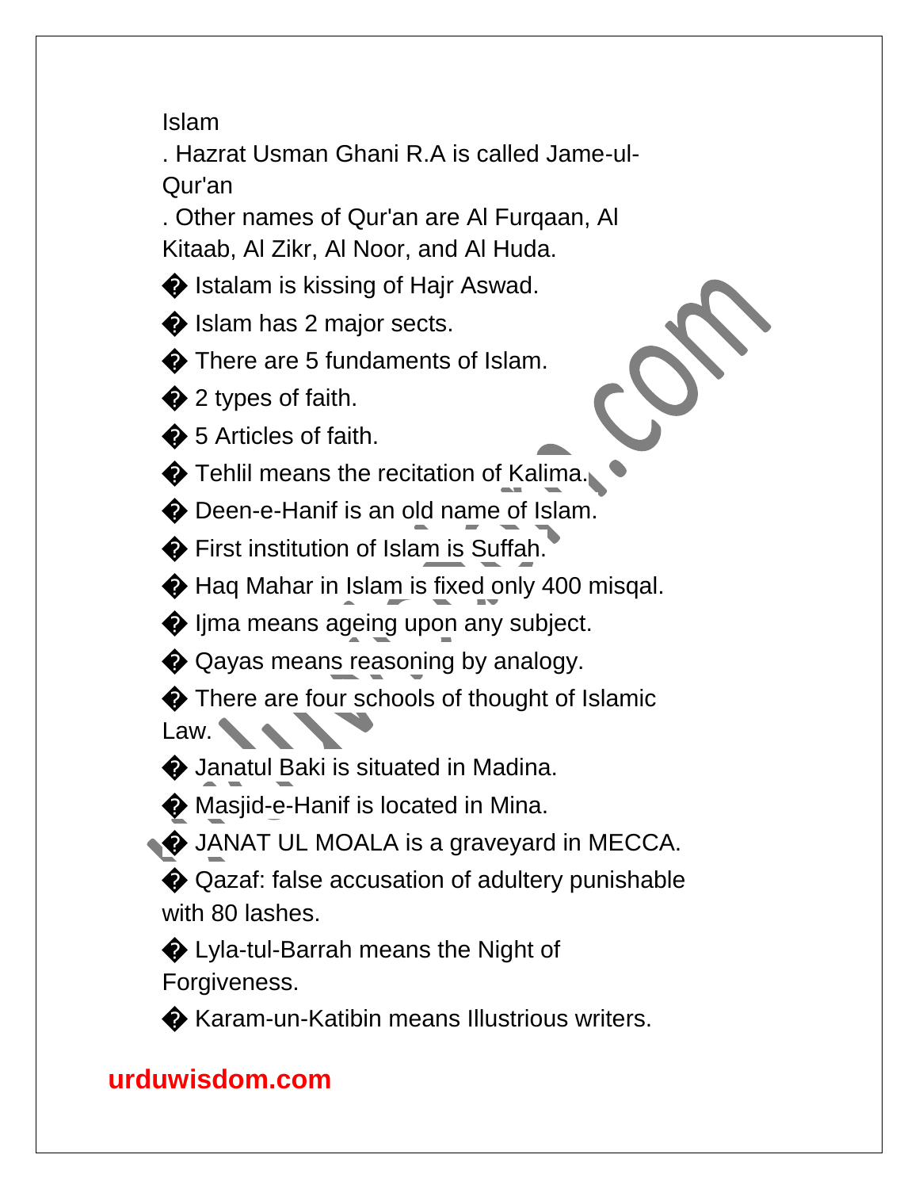Islam

. Hazrat Usman Ghani R.A is called Jame-ul-Qur'an

. Other names of Qur'an are Al Furqaan, Al Kitaab, Al Zikr, Al Noor, and Al Huda.

� Istalam is kissing of Hajr Aswad.

� Islam has 2 major sects.

� There are 5 fundaments of Islam.

� 2 types of faith.

� 5 Articles of faith.

� Tehlil means the recitation of Kalima.

� Deen-e-Hanif is an old name of Islam.

� First institution of Islam is Suffah.

� Haq Mahar in Islam is fixed only 400 misqal.

� Ijma means ageing upon any subject.

� Qayas means reasoning by analogy.

� There are four schools of thought of Islamic Law.

� Janatul Baki is situated in Madina.

� Masjid-e-Hanif is located in Mina.

� JANAT UL MOALA is a graveyard in MECCA.

� Qazaf: false accusation of adultery punishable with 80 lashes.

� Lyla-tul-Barrah means the Night of Forgiveness.

� Karam-un-Katibin means Illustrious writers.

urduwisdom.com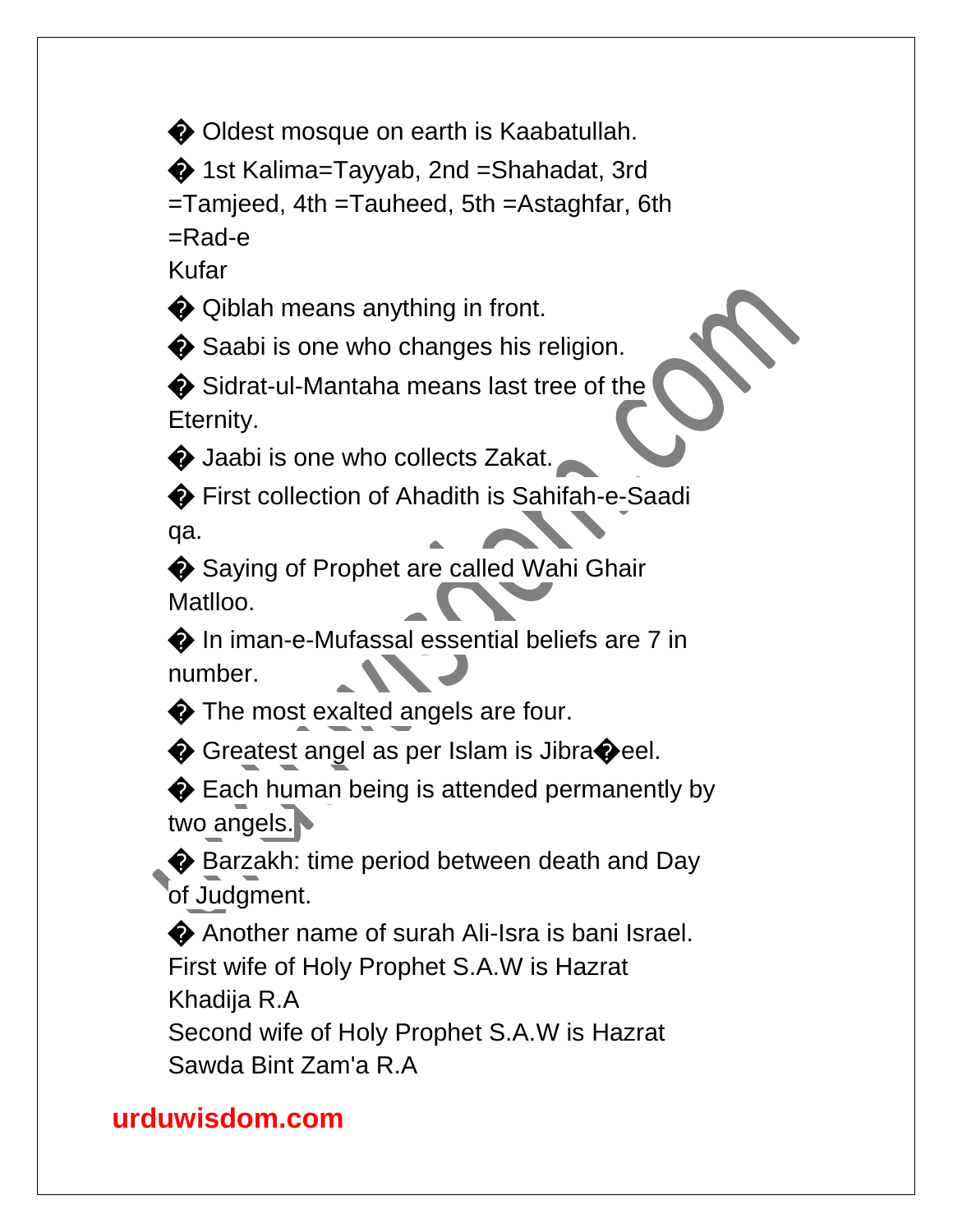- Oldest mosque on earth is Kaabatullah.
- 1st Kalima=Tayyab, 2nd =Shahadat, 3rd =Tamjeed, 4th =Tauheed, 5th =Astaghfar, 6th =Rad-e Kufar
- Qiblah means anything in front.
- Saabi is one who changes his religion.
- Sidrat-ul-Mantaha means last tree of the Eternity.
- Jaabi is one who collects Zakat.
- First collection of Ahadith is Sahifah-e-Saadi qa.
- Saying of Prophet are called Wahi Ghair Matlloo.
- In iman-e-Mufassal essential beliefs are 7 in number.
- The most exalted angels are four.
- Greatest angel as per Islam is Jibra�eel.
- Each human being is attended permanently by two angels.
- Barzakh: time period between death and Day of Judgment.
- Another name of surah Ali-Isra is bani Israel.

First wife of Holy Prophet S.A.W is Hazrat Khadija R.A

Second wife of Holy Prophet S.A.W is Hazrat Sawda Bint Zam'a R.A

**urduwisdom.com**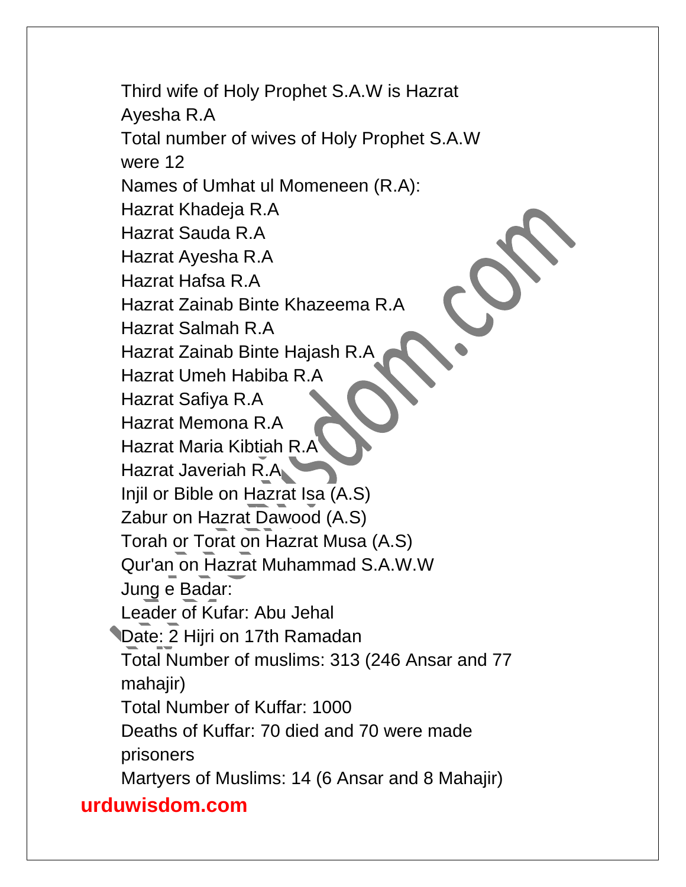Third wife of Holy Prophet S.A.W is Hazrat Ayesha R.A

Total number of wives of Holy Prophet S.A.W were 12

Names of Umhat ul Momeneen (R.A):

Hazrat Khadeja R.A
Hazrat Sauda R.A
Hazrat Ayesha R.A
Hazrat Hafsa R.A
Hazrat Zainab Binte Khazeema R.A
Hazrat Salmah R.A
Hazrat Zainab Binte Hajash R.A
Hazrat Umeh Habiba R.A
Hazrat Safiya R.A
Hazrat Memona R.A
Hazrat Maria Kibtiah R.A
Hazrat Javeriah R.A

Injil or Bible on Hazrat Isa (A.S)
Zabur on Hazrat Dawood (A.S)
Torah or Torat on Hazrat Musa (A.S)
Qur'an on Hazrat Muhammad S.A.W.W

Jung e Badar:

Leader of Kufar: Abu Jehal
Date: 2 Hijri on 17th Ramadan
Total Number of muslims: 313 (246 Ansar and 77 mahajir)
Total Number of Kuffar: 1000
Deaths of Kuffar: 70 died and 70 were made prisoners
Martyers of Muslims: 14 (6 Ansar and 8 Mahajir)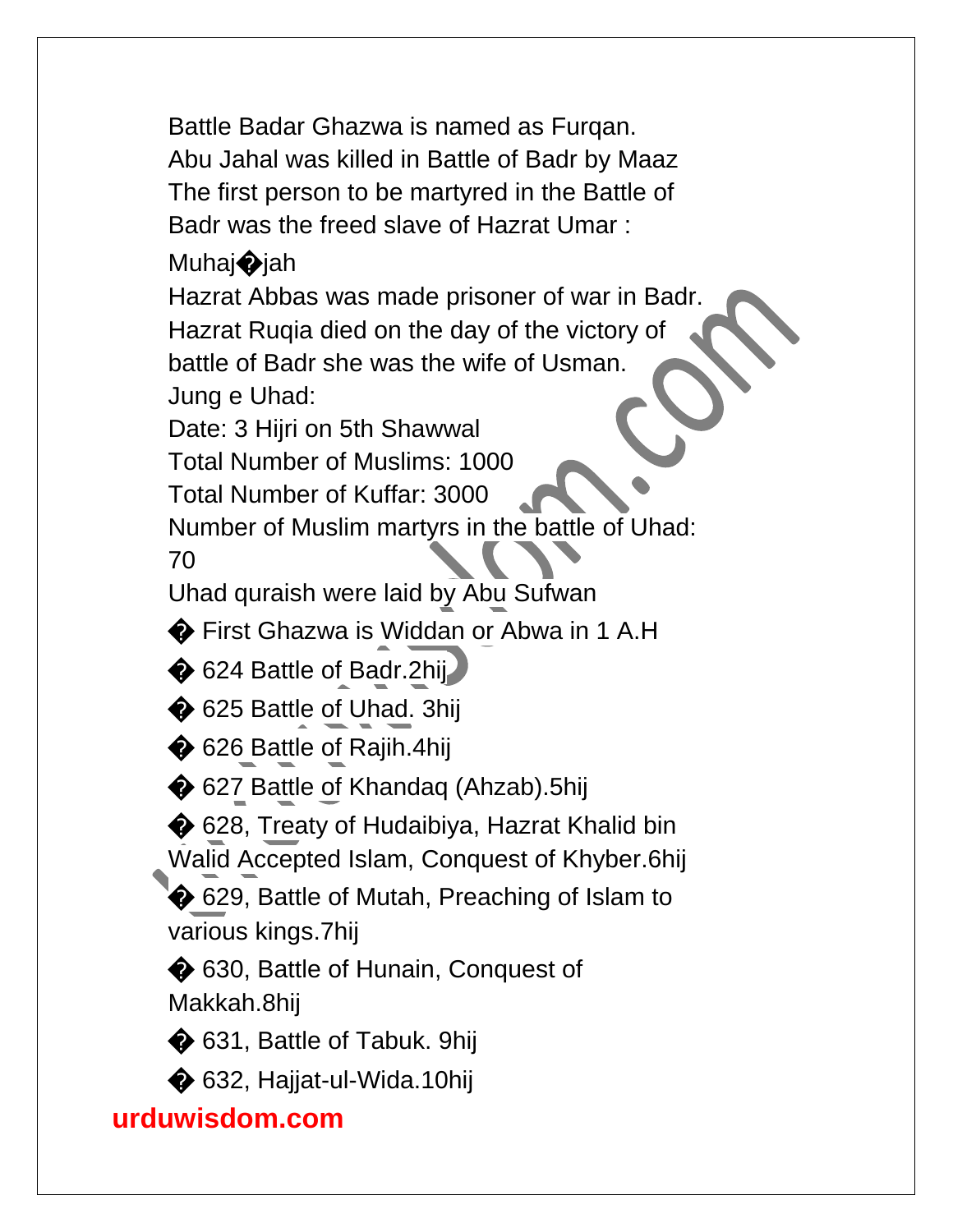Battle Badar Ghazwa is named as Furqan.
Abu Jahal was killed in Battle of Badr by Maaz
The first person to be martyred in the Battle of Badr was the freed slave of Hazrat Umar :
Muhaj�jah
Hazrat Abbas was made prisoner of war in Badr.
Hazrat Ruqia died on the day of the victory of battle of Badr she was the wife of Usman.
Jung e Uhad:
Date: 3 Hijri on 5th Shawwal
Total Number of Muslims: 1000
Total Number of Kuffar: 3000
Number of Muslim martyrs in the battle of Uhad: 70
Uhad quraish were laid by Abu Sufwan

- First Ghazwa is Widdan or Abwa in 1 A.H
- 624 Battle of Badr.2hij
- 625 Battle of Uhad. 3hij
- 626 Battle of Rajih.4hij
- 627 Battle of Khandaq (Ahzab).5hij
- 628, Treaty of Hudaibiya, Hazrat Khalid bin Walid Accepted Islam, Conquest of Khyber.6hij
- 629, Battle of Mutah, Preaching of Islam to various kings.7hij
- 630, Battle of Hunain, Conquest of Makkah.8hij
- 631, Battle of Tabuk. 9hij
- 632, Hajjat-ul-Wida.10hij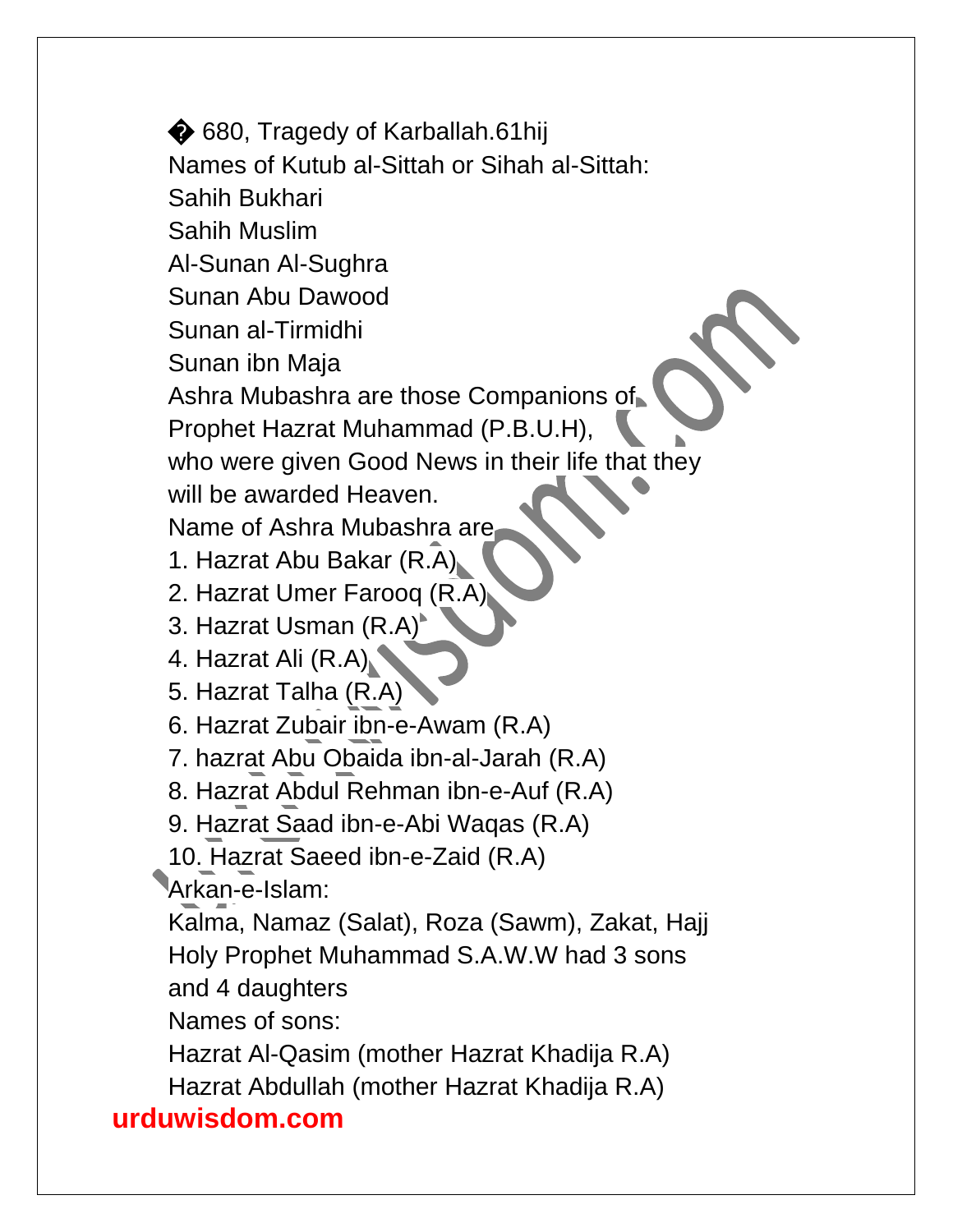� 680, Tragedy of Karballah.61hij

Names of Kutub al-Sittah or Sihah al-Sittah:

Sahih Bukhari

Sahih Muslim

Al-Sunan Al-Sughra

Sunan Abu Dawood

Sunan al-Tirmidhi

Sunan ibn Maja

Ashra Mubashra are those Companions of Prophet Hazrat Muhammad (P.B.U.H), who were given Good News in their life that they will be awarded Heaven.

Name of Ashra Mubashra are

1. Hazrat Abu Bakar (R.A)
2. Hazrat Umer Farooq (R.A)
3. Hazrat Usman (R.A)
4. Hazrat Ali (R.A)
5. Hazrat Talha (R.A)
6. Hazrat Zubair ibn-e-Awam (R.A)
7. hazrat Abu Obaida ibn-al-Jarah (R.A)
8. Hazrat Abdul Rehman ibn-e-Auf (R.A)
9. Hazrat Saad ibn-e-Abi Waqas (R.A)
10. Hazrat Saeed ibn-e-Zaid (R.A)

Arkan-e-Islam:

Kalma, Namaz (Salat), Roza (Sawm), Zakat, Hajj

Holy Prophet Muhammad S.A.W.W had 3 sons and 4 daughters

Names of sons:

Hazrat Al-Qasim (mother Hazrat Khadija R.A)

Hazrat Abdullah (mother Hazrat Khadija R.A)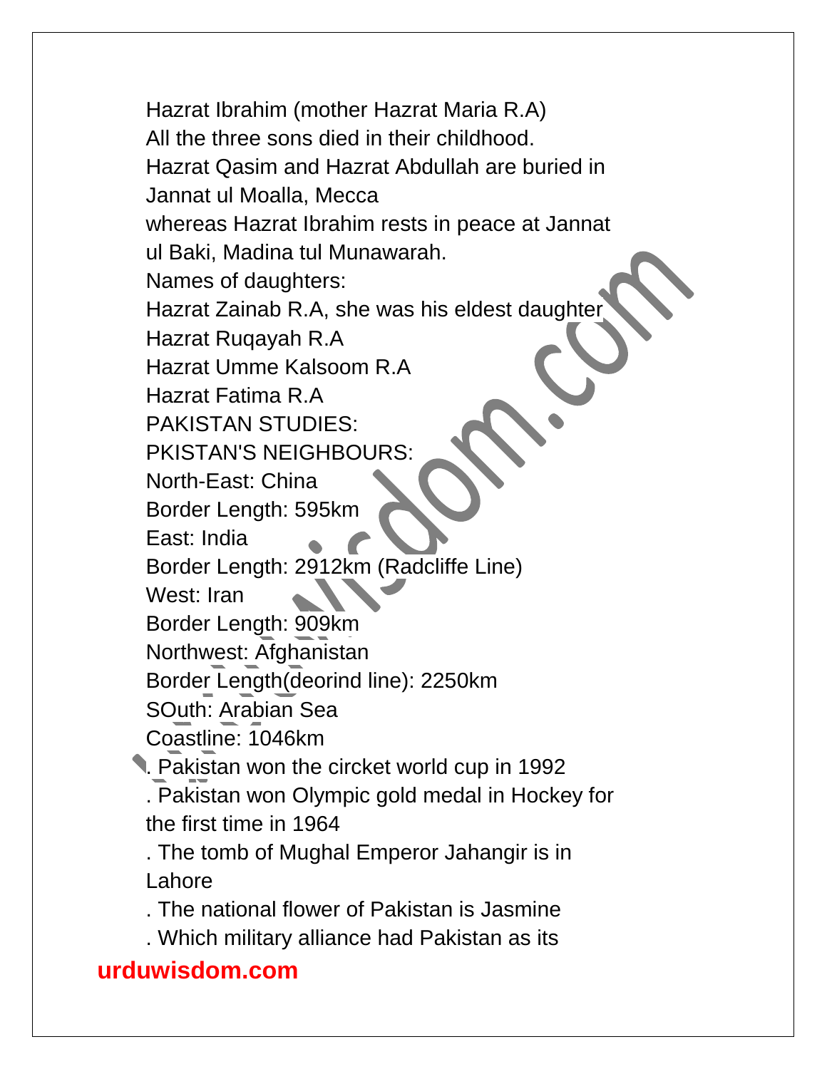Hazrat Ibrahim (mother Hazrat Maria R.A)
All the three sons died in their childhood.
Hazrat Qasim and Hazrat Abdullah are buried in Jannat ul Moalla, Mecca
whereas Hazrat Ibrahim rests in peace at Jannat ul Baki, Madina tul Munawarah.

Names of daughters:
Hazrat Zainab R.A, she was his eldest daughter
Hazrat Ruqayah R.A
Hazrat Umme Kalsoom R.A
Hazrat Fatima R.A

PAKISTAN STUDIES:

PKISTAN'S NEIGHBOURS:

North-East: China
Border Length: 595km
East: India
Border Length: 2912km (Radcliffe Line)
West: Iran
Border Length: 909km
Northwest: Afghanistan
Border Length(deorind line): 2250km
SOuth: Arabian Sea
Coastline: 1046km

. Pakistan won the circket world cup in 1992
. Pakistan won Olympic gold medal in Hockey for the first time in 1964
. The tomb of Mughal Emperor Jahangir is in Lahore
. The national flower of Pakistan is Jasmine
. Which military alliance had Pakistan as its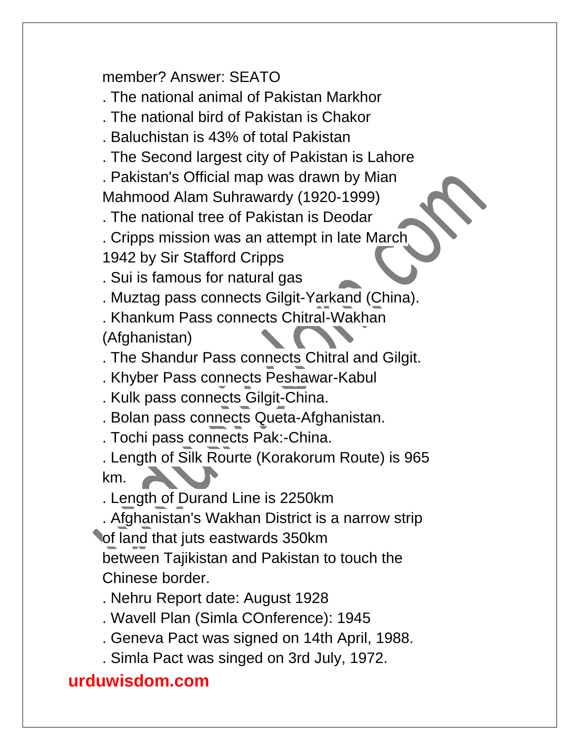member? Answer: SEATO

. The national animal of Pakistan Markhor

. The national bird of Pakistan is Chakor

. Baluchistan is 43% of total Pakistan

. The Second largest city of Pakistan is Lahore

. Pakistan's Official map was drawn by Mian Mahmood Alam Suhrawardy (1920-1999)

. The national tree of Pakistan is Deodar

. Cripps mission was an attempt in late March 1942 by Sir Stafford Cripps

. Sui is famous for natural gas

. Muztag pass connects Gilgit-Yarkand (China).

. Khankum Pass connects Chitral-Wakhan (Afghanistan)

. The Shandur Pass connects Chitral and Gilgit.

. Khyber Pass connects Peshawar-Kabul

. Kulk pass connects Gilgit-China.

. Bolan pass connects Queta-Afghanistan.

. Tochi pass connects Pak:-China.

. Length of Silk Rourte (Korakorum Route) is 965 km.

. Length of Durand Line is 2250km

. Afghanistan's Wakhan District is a narrow strip of land that juts eastwards 350km between Tajikistan and Pakistan to touch the Chinese border.

. Nehru Report date: August 1928

. Wavell Plan (Simla COnference): 1945

. Geneva Pact was signed on 14th April, 1988.

. Simla Pact was singed on 3rd July, 1972.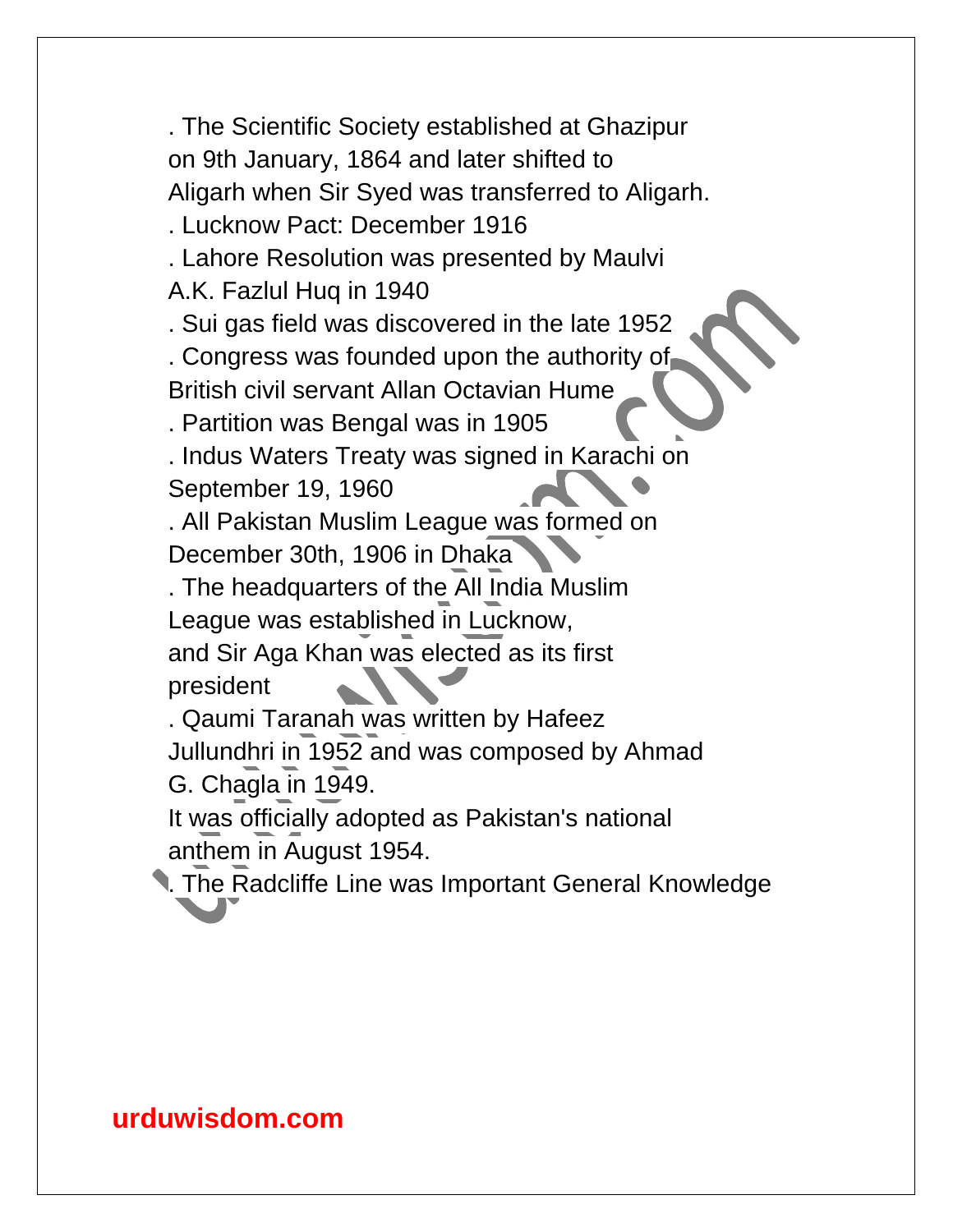. The Scientific Society established at Ghazipur on 9th January, 1864 and later shifted to Aligarh when Sir Syed was transferred to Aligarh.

. Lucknow Pact: December 1916

. Lahore Resolution was presented by Maulvi A.K. Fazlul Huq in 1940

. Sui gas field was discovered in the late 1952

. Congress was founded upon the authority of British civil servant Allan Octavian Hume

. Partition was Bengal was in 1905

. Indus Waters Treaty was signed in Karachi on September 19, 1960

. All Pakistan Muslim League was formed on December 30th, 1906 in Dhaka

. The headquarters of the All India Muslim League was established in Lucknow, and Sir Aga Khan was elected as its first president

. Qaumi Taranah was written by Hafeez Jullundhri in 1952 and was composed by Ahmad G. Chagla in 1949.

It was officially adopted as Pakistan's national anthem in August 1954.

. The Radcliffe Line was Important General Knowledge

urduwisdom.com